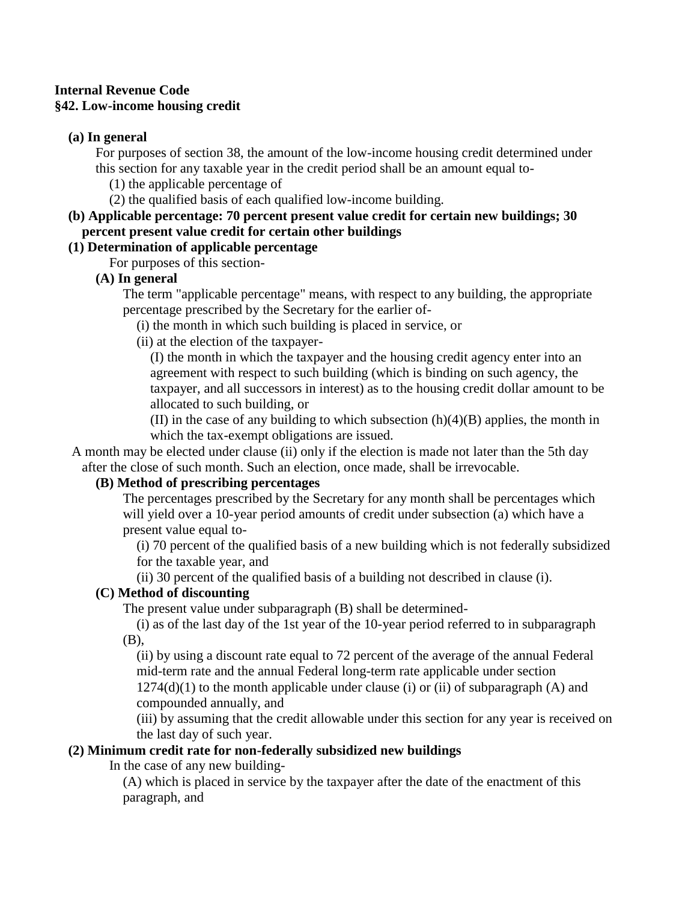**Internal Revenue Code**
**§42. Low-income housing credit**

**(a) In general**

For purposes of section 38, the amount of the low-income housing credit determined under this section for any taxable year in the credit period shall be an amount equal to-

(1) the applicable percentage of

(2) the qualified basis of each qualified low-income building.

**(b) Applicable percentage: 70 percent present value credit for certain new buildings; 30 percent present value credit for certain other buildings**

**(1) Determination of applicable percentage**

For purposes of this section-

**(A) In general**

The term "applicable percentage" means, with respect to any building, the appropriate percentage prescribed by the Secretary for the earlier of-

(i) the month in which such building is placed in service, or

(ii) at the election of the taxpayer-

(I) the month in which the taxpayer and the housing credit agency enter into an agreement with respect to such building (which is binding on such agency, the taxpayer, and all successors in interest) as to the housing credit dollar amount to be allocated to such building, or

(II) in the case of any building to which subsection (h)(4)(B) applies, the month in which the tax-exempt obligations are issued.

A month may be elected under clause (ii) only if the election is made not later than the 5th day after the close of such month. Such an election, once made, shall be irrevocable.

**(B) Method of prescribing percentages**

The percentages prescribed by the Secretary for any month shall be percentages which will yield over a 10-year period amounts of credit under subsection (a) which have a present value equal to-

(i) 70 percent of the qualified basis of a new building which is not federally subsidized for the taxable year, and

(ii) 30 percent of the qualified basis of a building not described in clause (i).

**(C) Method of discounting**

The present value under subparagraph (B) shall be determined-

(i) as of the last day of the 1st year of the 10-year period referred to in subparagraph (B),

(ii) by using a discount rate equal to 72 percent of the average of the annual Federal mid-term rate and the annual Federal long-term rate applicable under section 1274(d)(1) to the month applicable under clause (i) or (ii) of subparagraph (A) and compounded annually, and

(iii) by assuming that the credit allowable under this section for any year is received on the last day of such year.

**(2) Minimum credit rate for non-federally subsidized new buildings**

In the case of any new building-

(A) which is placed in service by the taxpayer after the date of the enactment of this paragraph, and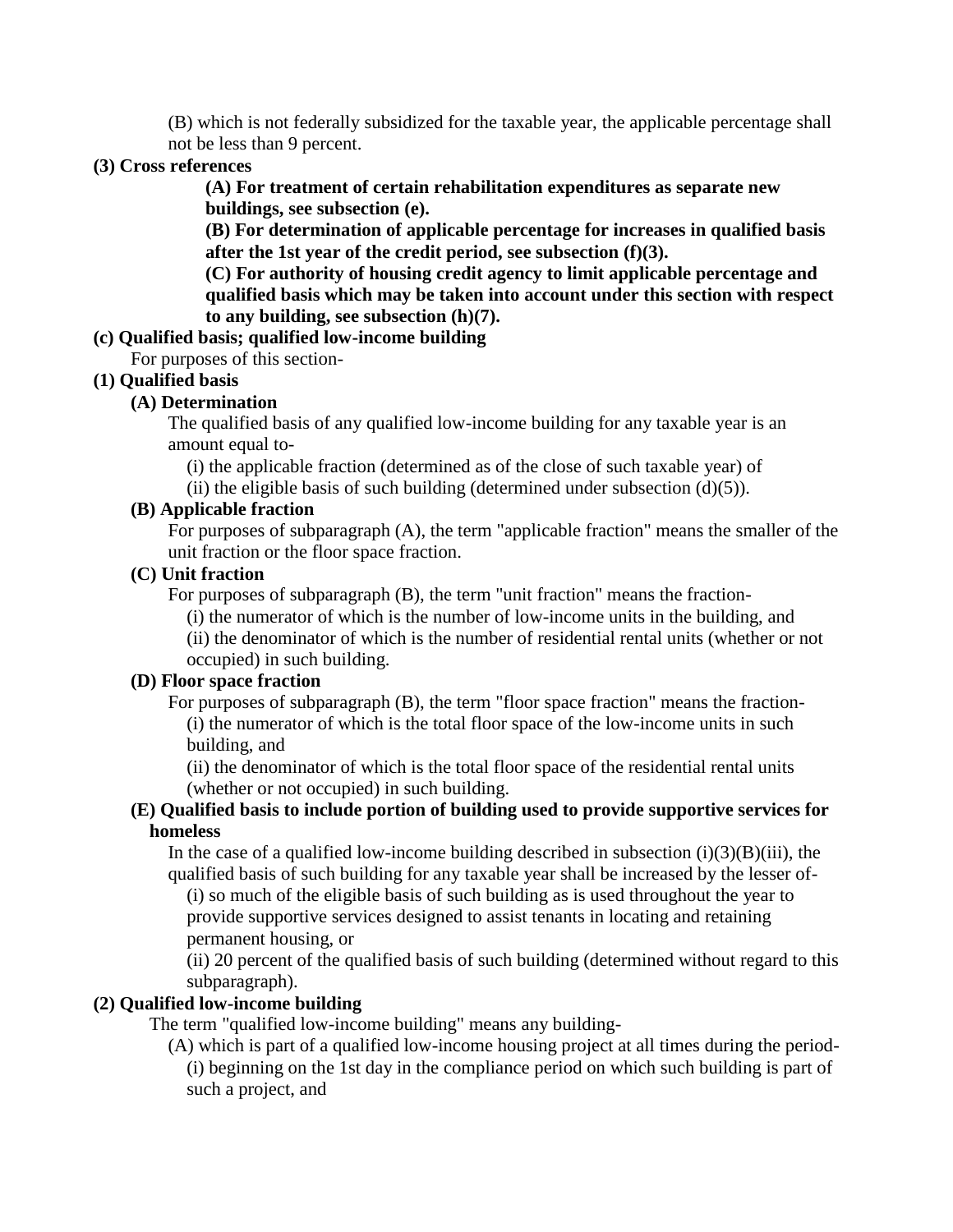(B) which is not federally subsidized for the taxable year, the applicable percentage shall not be less than 9 percent.

**(3) Cross references**

**(A) For treatment of certain rehabilitation expenditures as separate new buildings, see subsection (e).**

**(B) For determination of applicable percentage for increases in qualified basis after the 1st year of the credit period, see subsection (f)(3).**

**(C) For authority of housing credit agency to limit applicable percentage and qualified basis which may be taken into account under this section with respect to any building, see subsection (h)(7).**

**(c) Qualified basis; qualified low-income building**

For purposes of this section-

**(1) Qualified basis**

**(A) Determination**

The qualified basis of any qualified low-income building for any taxable year is an amount equal to-

(i) the applicable fraction (determined as of the close of such taxable year) of

(ii) the eligible basis of such building (determined under subsection (d)(5)).

**(B) Applicable fraction**

For purposes of subparagraph (A), the term "applicable fraction" means the smaller of the unit fraction or the floor space fraction.

**(C) Unit fraction**

For purposes of subparagraph (B), the term "unit fraction" means the fraction-

(i) the numerator of which is the number of low-income units in the building, and

(ii) the denominator of which is the number of residential rental units (whether or not occupied) in such building.

**(D) Floor space fraction**

For purposes of subparagraph (B), the term "floor space fraction" means the fraction-

(i) the numerator of which is the total floor space of the low-income units in such building, and

(ii) the denominator of which is the total floor space of the residential rental units (whether or not occupied) in such building.

**(E) Qualified basis to include portion of building used to provide supportive services for homeless**

In the case of a qualified low-income building described in subsection (i)(3)(B)(iii), the qualified basis of such building for any taxable year shall be increased by the lesser of-

(i) so much of the eligible basis of such building as is used throughout the year to provide supportive services designed to assist tenants in locating and retaining permanent housing, or

(ii) 20 percent of the qualified basis of such building (determined without regard to this subparagraph).

**(2) Qualified low-income building**

The term "qualified low-income building" means any building-

(A) which is part of a qualified low-income housing project at all times during the period-

(i) beginning on the 1st day in the compliance period on which such building is part of such a project, and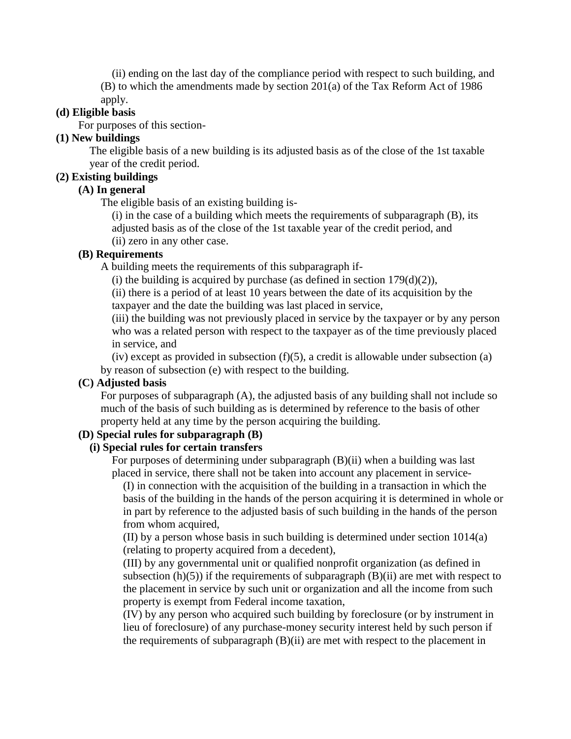(ii) ending on the last day of the compliance period with respect to such building, and

(B) to which the amendments made by section 201(a) of the Tax Reform Act of 1986 apply.

**(d) Eligible basis**

For purposes of this section-

**(1) New buildings**

The eligible basis of a new building is its adjusted basis as of the close of the 1st taxable year of the credit period.

**(2) Existing buildings**

**(A) In general**

The eligible basis of an existing building is-

(i) in the case of a building which meets the requirements of subparagraph (B), its adjusted basis as of the close of the 1st taxable year of the credit period, and

(ii) zero in any other case.

**(B) Requirements**

A building meets the requirements of this subparagraph if-

(i) the building is acquired by purchase (as defined in section 179(d)(2)),

(ii) there is a period of at least 10 years between the date of its acquisition by the taxpayer and the date the building was last placed in service,

(iii) the building was not previously placed in service by the taxpayer or by any person who was a related person with respect to the taxpayer as of the time previously placed in service, and

(iv) except as provided in subsection (f)(5), a credit is allowable under subsection (a) by reason of subsection (e) with respect to the building.

**(C) Adjusted basis**

For purposes of subparagraph (A), the adjusted basis of any building shall not include so much of the basis of such building as is determined by reference to the basis of other property held at any time by the person acquiring the building.

**(D) Special rules for subparagraph (B)**

**(i) Special rules for certain transfers**

For purposes of determining under subparagraph (B)(ii) when a building was last placed in service, there shall not be taken into account any placement in service-

(I) in connection with the acquisition of the building in a transaction in which the basis of the building in the hands of the person acquiring it is determined in whole or in part by reference to the adjusted basis of such building in the hands of the person from whom acquired,

(II) by a person whose basis in such building is determined under section 1014(a) (relating to property acquired from a decedent),

(III) by any governmental unit or qualified nonprofit organization (as defined in subsection (h)(5)) if the requirements of subparagraph (B)(ii) are met with respect to the placement in service by such unit or organization and all the income from such property is exempt from Federal income taxation,

(IV) by any person who acquired such building by foreclosure (or by instrument in lieu of foreclosure) of any purchase-money security interest held by such person if the requirements of subparagraph (B)(ii) are met with respect to the placement in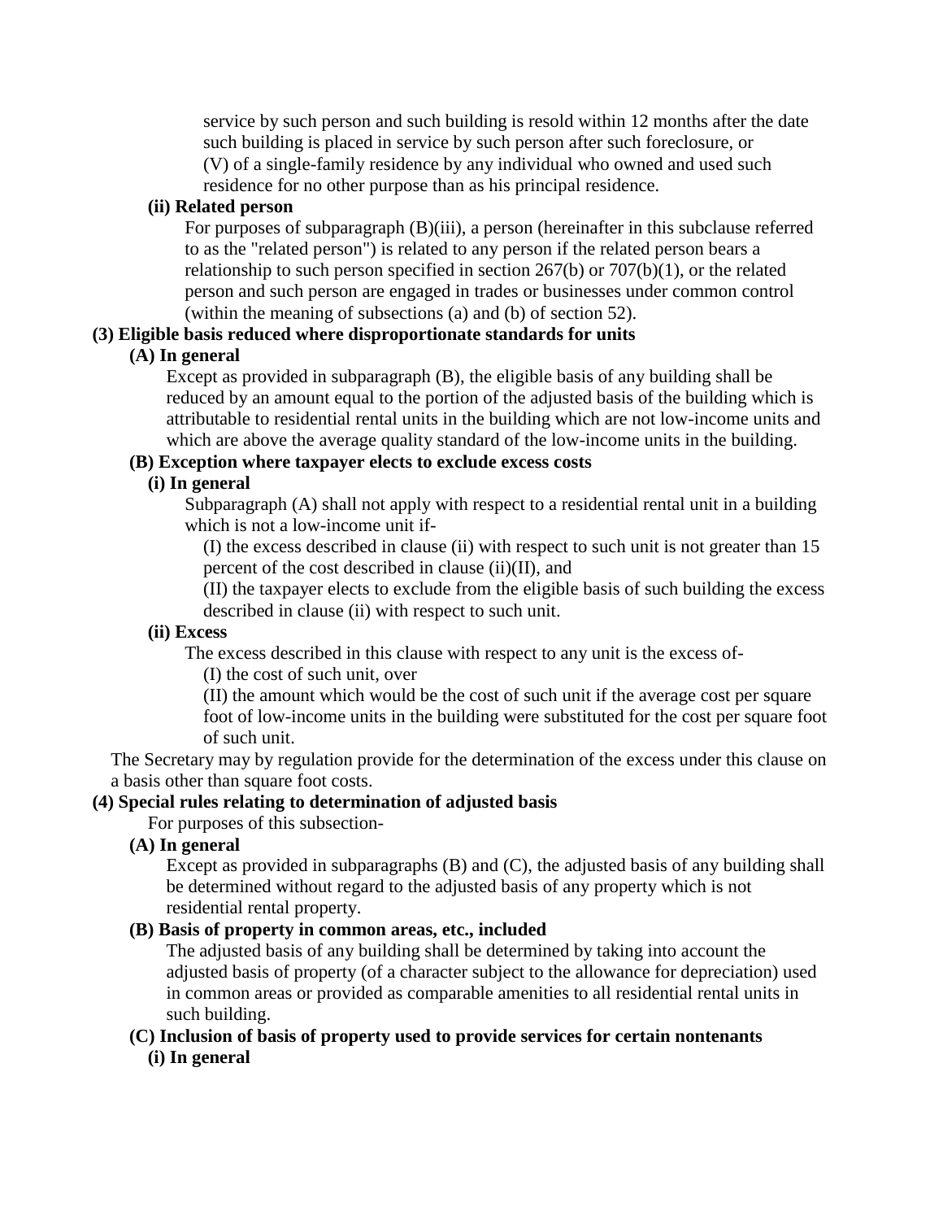service by such person and such building is resold within 12 months after the date such building is placed in service by such person after such foreclosure, or

(V) of a single-family residence by any individual who owned and used such residence for no other purpose than as his principal residence.

**(ii) Related person**

For purposes of subparagraph (B)(iii), a person (hereinafter in this subclause referred to as the "related person") is related to any person if the related person bears a relationship to such person specified in section 267(b) or 707(b)(1), or the related person and such person are engaged in trades or businesses under common control (within the meaning of subsections (a) and (b) of section 52).

**(3) Eligible basis reduced where disproportionate standards for units**

**(A) In general**

Except as provided in subparagraph (B), the eligible basis of any building shall be reduced by an amount equal to the portion of the adjusted basis of the building which is attributable to residential rental units in the building which are not low-income units and which are above the average quality standard of the low-income units in the building.

**(B) Exception where taxpayer elects to exclude excess costs**

**(i) In general**

Subparagraph (A) shall not apply with respect to a residential rental unit in a building which is not a low-income unit if-

(I) the excess described in clause (ii) with respect to such unit is not greater than 15 percent of the cost described in clause (ii)(II), and

(II) the taxpayer elects to exclude from the eligible basis of such building the excess described in clause (ii) with respect to such unit.

**(ii) Excess**

The excess described in this clause with respect to any unit is the excess of-

(I) the cost of such unit, over

(II) the amount which would be the cost of such unit if the average cost per square foot of low-income units in the building were substituted for the cost per square foot of such unit.

The Secretary may by regulation provide for the determination of the excess under this clause on a basis other than square foot costs.

**(4) Special rules relating to determination of adjusted basis**

For purposes of this subsection-

**(A) In general**

Except as provided in subparagraphs (B) and (C), the adjusted basis of any building shall be determined without regard to the adjusted basis of any property which is not residential rental property.

**(B) Basis of property in common areas, etc., included**

The adjusted basis of any building shall be determined by taking into account the adjusted basis of property (of a character subject to the allowance for depreciation) used in common areas or provided as comparable amenities to all residential rental units in such building.

**(C) Inclusion of basis of property used to provide services for certain nontenants**

**(i) In general**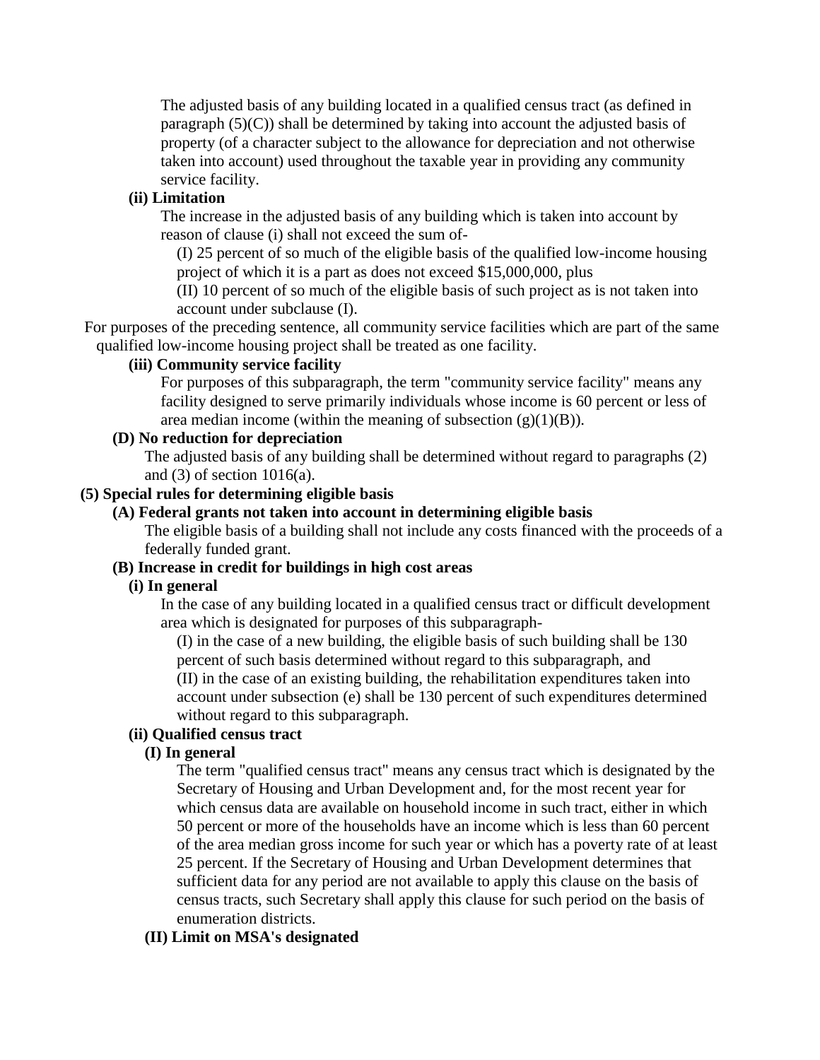The adjusted basis of any building located in a qualified census tract (as defined in paragraph (5)(C)) shall be determined by taking into account the adjusted basis of property (of a character subject to the allowance for depreciation and not otherwise taken into account) used throughout the taxable year in providing any community service facility.

**(ii) Limitation**

The increase in the adjusted basis of any building which is taken into account by reason of clause (i) shall not exceed the sum of-

(I) 25 percent of so much of the eligible basis of the qualified low-income housing project of which it is a part as does not exceed $15,000,000, plus

(II) 10 percent of so much of the eligible basis of such project as is not taken into account under subclause (I).

For purposes of the preceding sentence, all community service facilities which are part of the same qualified low-income housing project shall be treated as one facility.

**(iii) Community service facility**

For purposes of this subparagraph, the term "community service facility" means any facility designed to serve primarily individuals whose income is 60 percent or less of area median income (within the meaning of subsection (g)(1)(B)).

**(D) No reduction for depreciation**

The adjusted basis of any building shall be determined without regard to paragraphs (2) and (3) of section 1016(a).

**(5) Special rules for determining eligible basis**

**(A) Federal grants not taken into account in determining eligible basis**

The eligible basis of a building shall not include any costs financed with the proceeds of a federally funded grant.

**(B) Increase in credit for buildings in high cost areas**

**(i) In general**

In the case of any building located in a qualified census tract or difficult development area which is designated for purposes of this subparagraph-

(I) in the case of a new building, the eligible basis of such building shall be 130 percent of such basis determined without regard to this subparagraph, and

(II) in the case of an existing building, the rehabilitation expenditures taken into account under subsection (e) shall be 130 percent of such expenditures determined without regard to this subparagraph.

**(ii) Qualified census tract**

**(I) In general**

The term "qualified census tract" means any census tract which is designated by the Secretary of Housing and Urban Development and, for the most recent year for which census data are available on household income in such tract, either in which 50 percent or more of the households have an income which is less than 60 percent of the area median gross income for such year or which has a poverty rate of at least 25 percent. If the Secretary of Housing and Urban Development determines that sufficient data for any period are not available to apply this clause on the basis of census tracts, such Secretary shall apply this clause for such period on the basis of enumeration districts.

**(II) Limit on MSA's designated**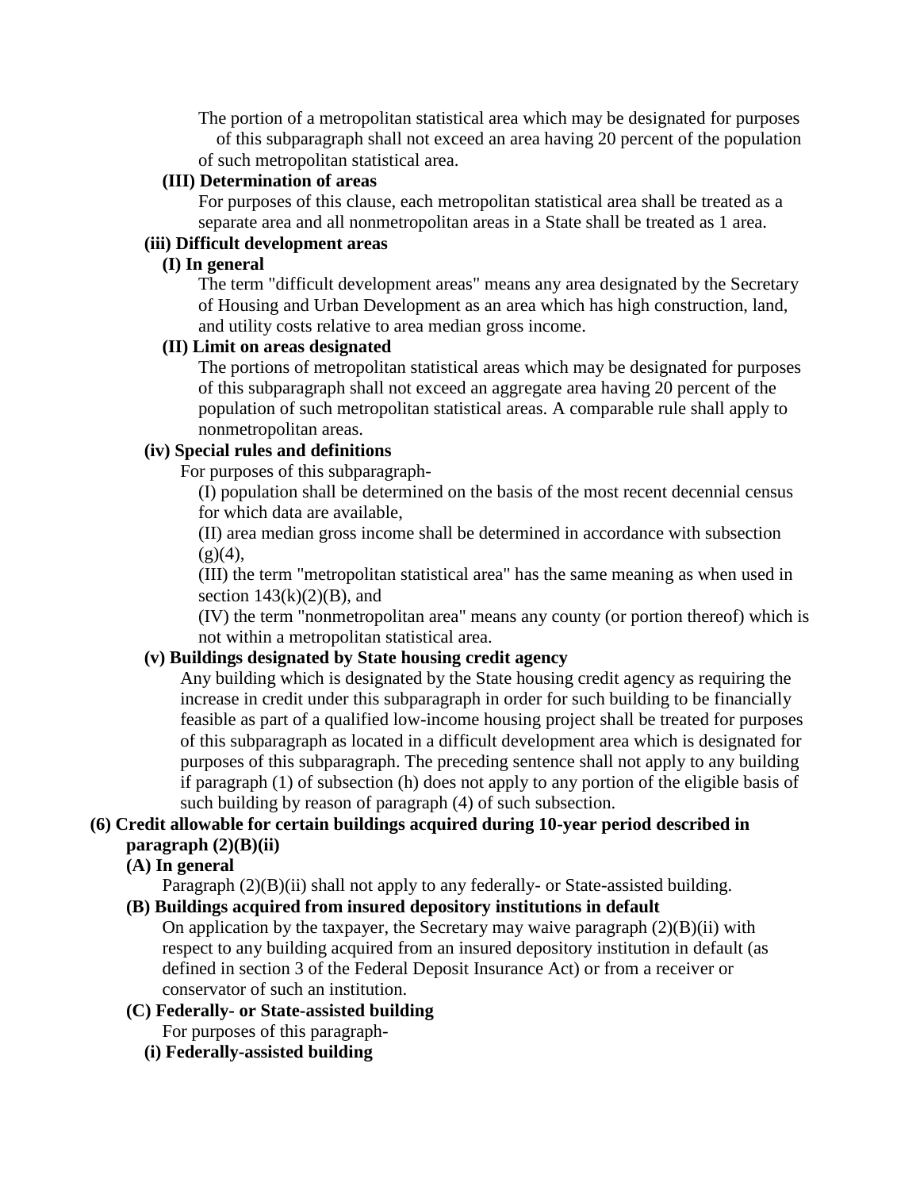The portion of a metropolitan statistical area which may be designated for purposes of this subparagraph shall not exceed an area having 20 percent of the population of such metropolitan statistical area.

**(III) Determination of areas**

For purposes of this clause, each metropolitan statistical area shall be treated as a separate area and all nonmetropolitan areas in a State shall be treated as 1 area.

**(iii) Difficult development areas**

**(I) In general**

The term "difficult development areas" means any area designated by the Secretary of Housing and Urban Development as an area which has high construction, land, and utility costs relative to area median gross income.

**(II) Limit on areas designated**

The portions of metropolitan statistical areas which may be designated for purposes of this subparagraph shall not exceed an aggregate area having 20 percent of the population of such metropolitan statistical areas. A comparable rule shall apply to nonmetropolitan areas.

**(iv) Special rules and definitions**

For purposes of this subparagraph-

(I) population shall be determined on the basis of the most recent decennial census for which data are available,

(II) area median gross income shall be determined in accordance with subsection (g)(4),

(III) the term "metropolitan statistical area" has the same meaning as when used in section 143(k)(2)(B), and

(IV) the term "nonmetropolitan area" means any county (or portion thereof) which is not within a metropolitan statistical area.

**(v) Buildings designated by State housing credit agency**

Any building which is designated by the State housing credit agency as requiring the increase in credit under this subparagraph in order for such building to be financially feasible as part of a qualified low-income housing project shall be treated for purposes of this subparagraph as located in a difficult development area which is designated for purposes of this subparagraph. The preceding sentence shall not apply to any building if paragraph (1) of subsection (h) does not apply to any portion of the eligible basis of such building by reason of paragraph (4) of such subsection.

**(6) Credit allowable for certain buildings acquired during 10-year period described in paragraph (2)(B)(ii)**

**(A) In general**

Paragraph (2)(B)(ii) shall not apply to any federally- or State-assisted building.

**(B) Buildings acquired from insured depository institutions in default**

On application by the taxpayer, the Secretary may waive paragraph (2)(B)(ii) with respect to any building acquired from an insured depository institution in default (as defined in section 3 of the Federal Deposit Insurance Act) or from a receiver or conservator of such an institution.

**(C) Federally- or State-assisted building**

For purposes of this paragraph-

**(i) Federally-assisted building**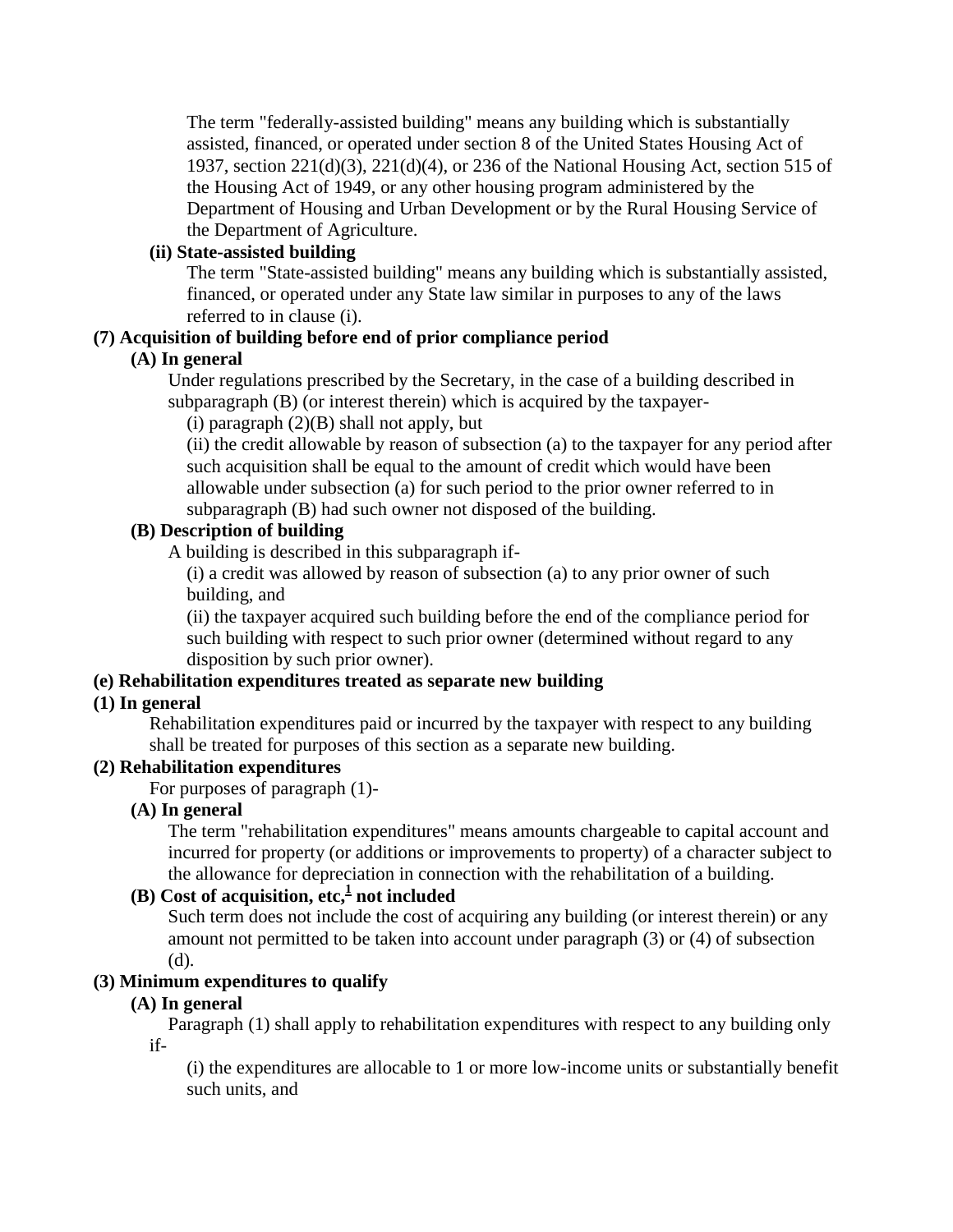The term "federally-assisted building" means any building which is substantially assisted, financed, or operated under section 8 of the United States Housing Act of 1937, section 221(d)(3), 221(d)(4), or 236 of the National Housing Act, section 515 of the Housing Act of 1949, or any other housing program administered by the Department of Housing and Urban Development or by the Rural Housing Service of the Department of Agriculture.

**(ii) State-assisted building**

The term "State-assisted building" means any building which is substantially assisted, financed, or operated under any State law similar in purposes to any of the laws referred to in clause (i).

**(7) Acquisition of building before end of prior compliance period**

**(A) In general**

Under regulations prescribed by the Secretary, in the case of a building described in subparagraph (B) (or interest therein) which is acquired by the taxpayer-

(i) paragraph (2)(B) shall not apply, but

(ii) the credit allowable by reason of subsection (a) to the taxpayer for any period after such acquisition shall be equal to the amount of credit which would have been allowable under subsection (a) for such period to the prior owner referred to in subparagraph (B) had such owner not disposed of the building.

**(B) Description of building**

A building is described in this subparagraph if-

(i) a credit was allowed by reason of subsection (a) to any prior owner of such building, and

(ii) the taxpayer acquired such building before the end of the compliance period for such building with respect to such prior owner (determined without regard to any disposition by such prior owner).

**(e) Rehabilitation expenditures treated as separate new building**

**(1) In general**

Rehabilitation expenditures paid or incurred by the taxpayer with respect to any building shall be treated for purposes of this section as a separate new building.

**(2) Rehabilitation expenditures**

For purposes of paragraph (1)-

**(A) In general**

The term "rehabilitation expenditures" means amounts chargeable to capital account and incurred for property (or additions or improvements to property) of a character subject to the allowance for depreciation in connection with the rehabilitation of a building.

**(B) Cost of acquisition, etc,[1] not included**

Such term does not include the cost of acquiring any building (or interest therein) or any amount not permitted to be taken into account under paragraph (3) or (4) of subsection (d).

**(3) Minimum expenditures to qualify**

**(A) In general**

Paragraph (1) shall apply to rehabilitation expenditures with respect to any building only if-

(i) the expenditures are allocable to 1 or more low-income units or substantially benefit such units, and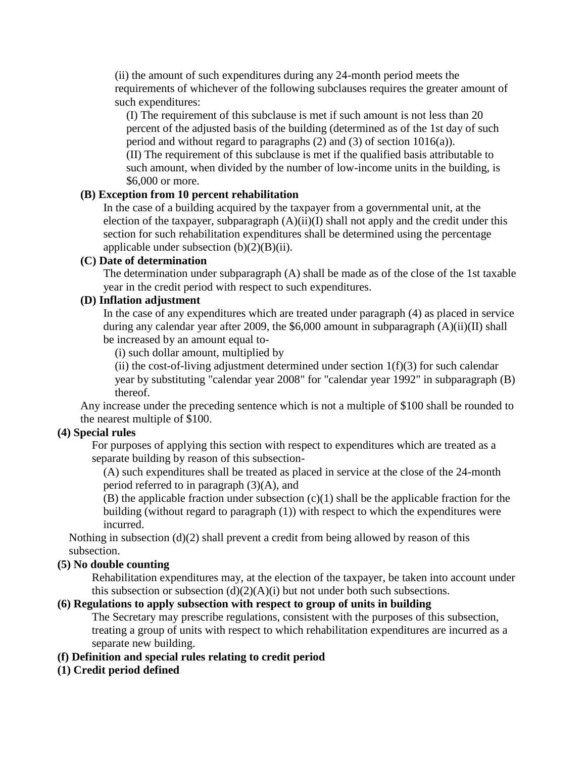(ii) the amount of such expenditures during any 24-month period meets the requirements of whichever of the following subclauses requires the greater amount of such expenditures:

(I) The requirement of this subclause is met if such amount is not less than 20 percent of the adjusted basis of the building (determined as of the 1st day of such period and without regard to paragraphs (2) and (3) of section 1016(a)).

(II) The requirement of this subclause is met if the qualified basis attributable to such amount, when divided by the number of low-income units in the building, is $6,000 or more.

**(B) Exception from 10 percent rehabilitation**

In the case of a building acquired by the taxpayer from a governmental unit, at the election of the taxpayer, subparagraph (A)(ii)(I) shall not apply and the credit under this section for such rehabilitation expenditures shall be determined using the percentage applicable under subsection (b)(2)(B)(ii).

**(C) Date of determination**

The determination under subparagraph (A) shall be made as of the close of the 1st taxable year in the credit period with respect to such expenditures.

**(D) Inflation adjustment**

In the case of any expenditures which are treated under paragraph (4) as placed in service during any calendar year after 2009, the $6,000 amount in subparagraph (A)(ii)(II) shall be increased by an amount equal to-

(i) such dollar amount, multiplied by

(ii) the cost-of-living adjustment determined under section 1(f)(3) for such calendar year by substituting "calendar year 2008" for "calendar year 1992" in subparagraph (B) thereof.

Any increase under the preceding sentence which is not a multiple of $100 shall be rounded to the nearest multiple of $100.

**(4) Special rules**

For purposes of applying this section with respect to expenditures which are treated as a separate building by reason of this subsection-

(A) such expenditures shall be treated as placed in service at the close of the 24-month period referred to in paragraph (3)(A), and

(B) the applicable fraction under subsection (c)(1) shall be the applicable fraction for the building (without regard to paragraph (1)) with respect to which the expenditures were incurred.

Nothing in subsection (d)(2) shall prevent a credit from being allowed by reason of this subsection.

**(5) No double counting**

Rehabilitation expenditures may, at the election of the taxpayer, be taken into account under this subsection or subsection (d)(2)(A)(i) but not under both such subsections.

**(6) Regulations to apply subsection with respect to group of units in building**

The Secretary may prescribe regulations, consistent with the purposes of this subsection, treating a group of units with respect to which rehabilitation expenditures are incurred as a separate new building.

**(f) Definition and special rules relating to credit period**

**(1) Credit period defined**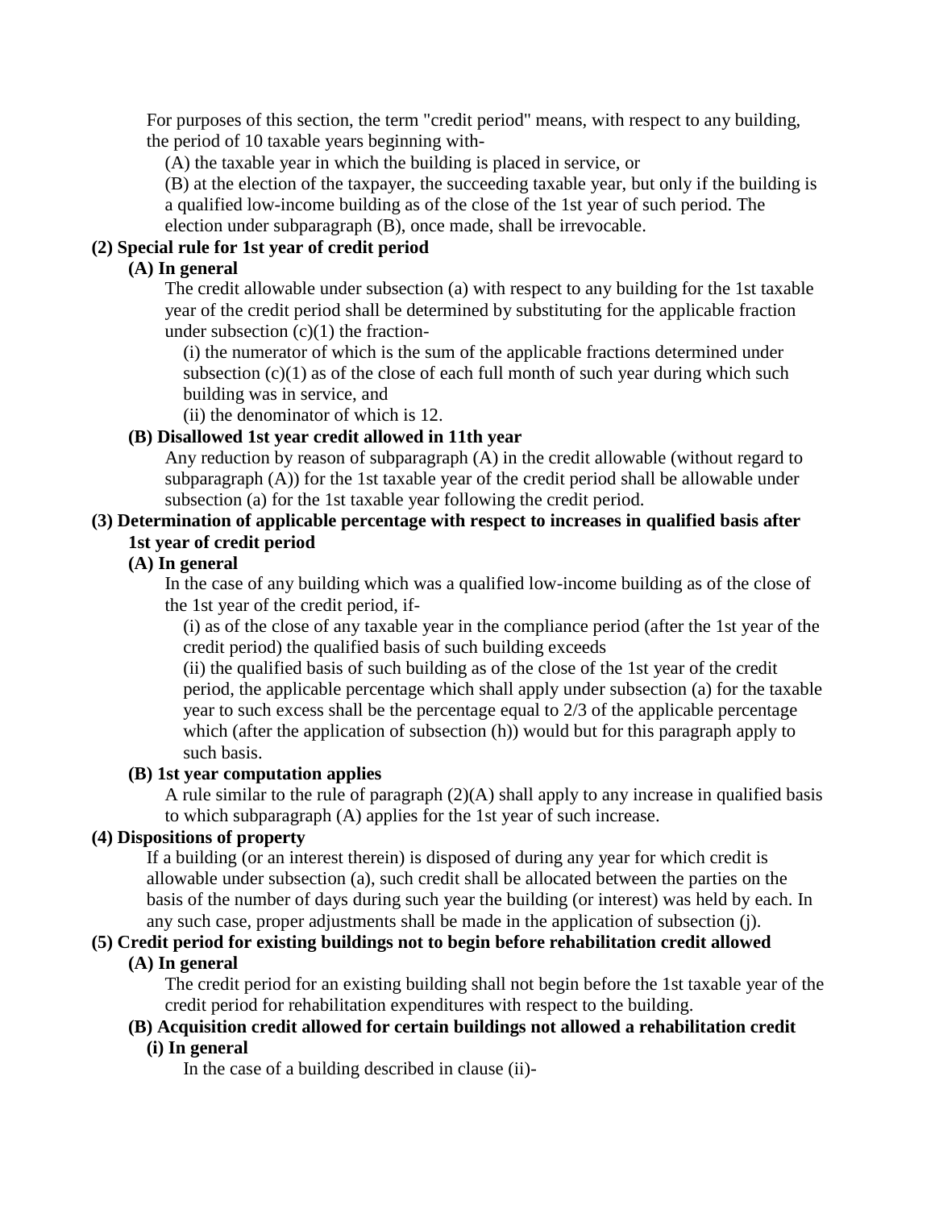For purposes of this section, the term "credit period" means, with respect to any building, the period of 10 taxable years beginning with-

(A) the taxable year in which the building is placed in service, or

(B) at the election of the taxpayer, the succeeding taxable year, but only if the building is a qualified low-income building as of the close of the 1st year of such period. The election under subparagraph (B), once made, shall be irrevocable.

**(2) Special rule for 1st year of credit period**

**(A) In general**

The credit allowable under subsection (a) with respect to any building for the 1st taxable year of the credit period shall be determined by substituting for the applicable fraction under subsection (c)(1) the fraction-

(i) the numerator of which is the sum of the applicable fractions determined under subsection (c)(1) as of the close of each full month of such year during which such building was in service, and

(ii) the denominator of which is 12.

**(B) Disallowed 1st year credit allowed in 11th year**

Any reduction by reason of subparagraph (A) in the credit allowable (without regard to subparagraph (A)) for the 1st taxable year of the credit period shall be allowable under subsection (a) for the 1st taxable year following the credit period.

**(3) Determination of applicable percentage with respect to increases in qualified basis after 1st year of credit period**

**(A) In general**

In the case of any building which was a qualified low-income building as of the close of the 1st year of the credit period, if-

(i) as of the close of any taxable year in the compliance period (after the 1st year of the credit period) the qualified basis of such building exceeds

(ii) the qualified basis of such building as of the close of the 1st year of the credit period, the applicable percentage which shall apply under subsection (a) for the taxable year to such excess shall be the percentage equal to 2/3 of the applicable percentage which (after the application of subsection (h)) would but for this paragraph apply to such basis.

**(B) 1st year computation applies**

A rule similar to the rule of paragraph (2)(A) shall apply to any increase in qualified basis to which subparagraph (A) applies for the 1st year of such increase.

**(4) Dispositions of property**

If a building (or an interest therein) is disposed of during any year for which credit is allowable under subsection (a), such credit shall be allocated between the parties on the basis of the number of days during such year the building (or interest) was held by each. In any such case, proper adjustments shall be made in the application of subsection (j).

**(5) Credit period for existing buildings not to begin before rehabilitation credit allowed**

**(A) In general**

The credit period for an existing building shall not begin before the 1st taxable year of the credit period for rehabilitation expenditures with respect to the building.

**(B) Acquisition credit allowed for certain buildings not allowed a rehabilitation credit**

**(i) In general**

In the case of a building described in clause (ii)-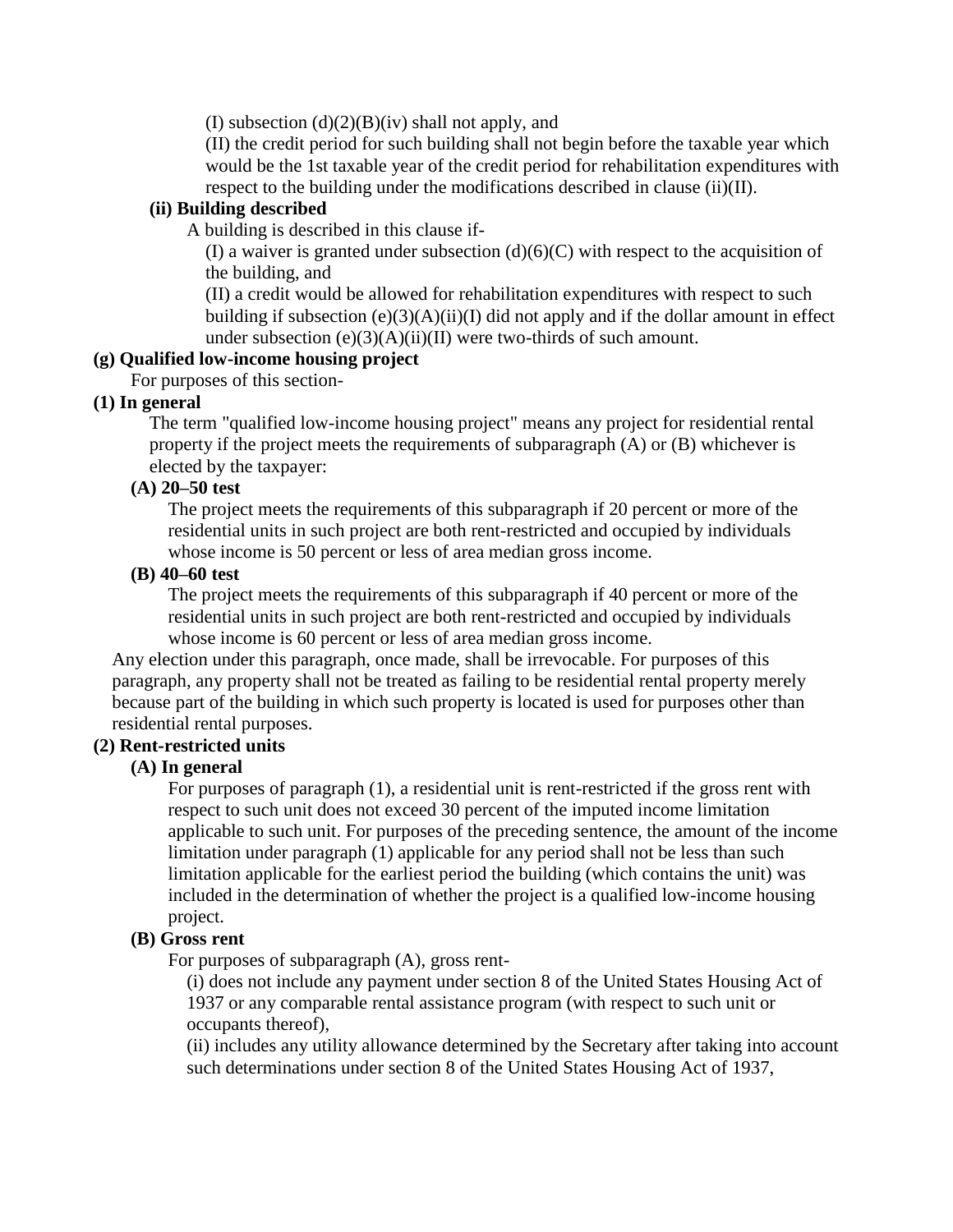(I) subsection (d)(2)(B)(iv) shall not apply, and

(II) the credit period for such building shall not begin before the taxable year which would be the 1st taxable year of the credit period for rehabilitation expenditures with respect to the building under the modifications described in clause (ii)(II).

**(ii) Building described**

A building is described in this clause if-

(I) a waiver is granted under subsection (d)(6)(C) with respect to the acquisition of the building, and

(II) a credit would be allowed for rehabilitation expenditures with respect to such building if subsection (e)(3)(A)(ii)(I) did not apply and if the dollar amount in effect under subsection (e)(3)(A)(ii)(II) were two-thirds of such amount.

**(g) Qualified low-income housing project**

For purposes of this section-

**(1) In general**

The term "qualified low-income housing project" means any project for residential rental property if the project meets the requirements of subparagraph (A) or (B) whichever is elected by the taxpayer:

**(A) 20–50 test**

The project meets the requirements of this subparagraph if 20 percent or more of the residential units in such project are both rent-restricted and occupied by individuals whose income is 50 percent or less of area median gross income.

**(B) 40–60 test**

The project meets the requirements of this subparagraph if 40 percent or more of the residential units in such project are both rent-restricted and occupied by individuals whose income is 60 percent or less of area median gross income.

Any election under this paragraph, once made, shall be irrevocable. For purposes of this paragraph, any property shall not be treated as failing to be residential rental property merely because part of the building in which such property is located is used for purposes other than residential rental purposes.

**(2) Rent-restricted units**

**(A) In general**

For purposes of paragraph (1), a residential unit is rent-restricted if the gross rent with respect to such unit does not exceed 30 percent of the imputed income limitation applicable to such unit. For purposes of the preceding sentence, the amount of the income limitation under paragraph (1) applicable for any period shall not be less than such limitation applicable for the earliest period the building (which contains the unit) was included in the determination of whether the project is a qualified low-income housing project.

**(B) Gross rent**

For purposes of subparagraph (A), gross rent-

(i) does not include any payment under section 8 of the United States Housing Act of 1937 or any comparable rental assistance program (with respect to such unit or occupants thereof),

(ii) includes any utility allowance determined by the Secretary after taking into account such determinations under section 8 of the United States Housing Act of 1937,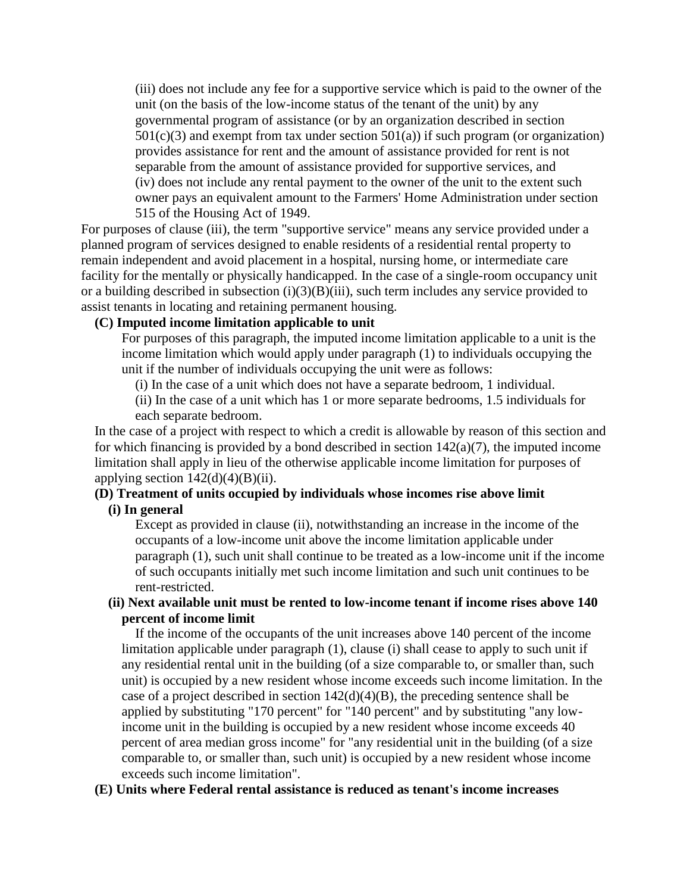(iii) does not include any fee for a supportive service which is paid to the owner of the unit (on the basis of the low-income status of the tenant of the unit) by any governmental program of assistance (or by an organization described in section 501(c)(3) and exempt from tax under section 501(a)) if such program (or organization) provides assistance for rent and the amount of assistance provided for rent is not separable from the amount of assistance provided for supportive services, and

(iv) does not include any rental payment to the owner of the unit to the extent such owner pays an equivalent amount to the Farmers' Home Administration under section 515 of the Housing Act of 1949.

For purposes of clause (iii), the term "supportive service" means any service provided under a planned program of services designed to enable residents of a residential rental property to remain independent and avoid placement in a hospital, nursing home, or intermediate care facility for the mentally or physically handicapped. In the case of a single-room occupancy unit or a building described in subsection (i)(3)(B)(iii), such term includes any service provided to assist tenants in locating and retaining permanent housing.

**(C) Imputed income limitation applicable to unit**

For purposes of this paragraph, the imputed income limitation applicable to a unit is the income limitation which would apply under paragraph (1) to individuals occupying the unit if the number of individuals occupying the unit were as follows:

(i) In the case of a unit which does not have a separate bedroom, 1 individual.

(ii) In the case of a unit which has 1 or more separate bedrooms, 1.5 individuals for each separate bedroom.

In the case of a project with respect to which a credit is allowable by reason of this section and for which financing is provided by a bond described in section 142(a)(7), the imputed income limitation shall apply in lieu of the otherwise applicable income limitation for purposes of applying section 142(d)(4)(B)(ii).

**(D) Treatment of units occupied by individuals whose incomes rise above limit**

**(i) In general**

Except as provided in clause (ii), notwithstanding an increase in the income of the occupants of a low-income unit above the income limitation applicable under paragraph (1), such unit shall continue to be treated as a low-income unit if the income of such occupants initially met such income limitation and such unit continues to be rent-restricted.

**(ii) Next available unit must be rented to low-income tenant if income rises above 140 percent of income limit**

If the income of the occupants of the unit increases above 140 percent of the income limitation applicable under paragraph (1), clause (i) shall cease to apply to such unit if any residential rental unit in the building (of a size comparable to, or smaller than, such unit) is occupied by a new resident whose income exceeds such income limitation. In the case of a project described in section 142(d)(4)(B), the preceding sentence shall be applied by substituting "170 percent" for "140 percent" and by substituting "any low-income unit in the building is occupied by a new resident whose income exceeds 40 percent of area median gross income" for "any residential unit in the building (of a size comparable to, or smaller than, such unit) is occupied by a new resident whose income exceeds such income limitation".

**(E) Units where Federal rental assistance is reduced as tenant's income increases**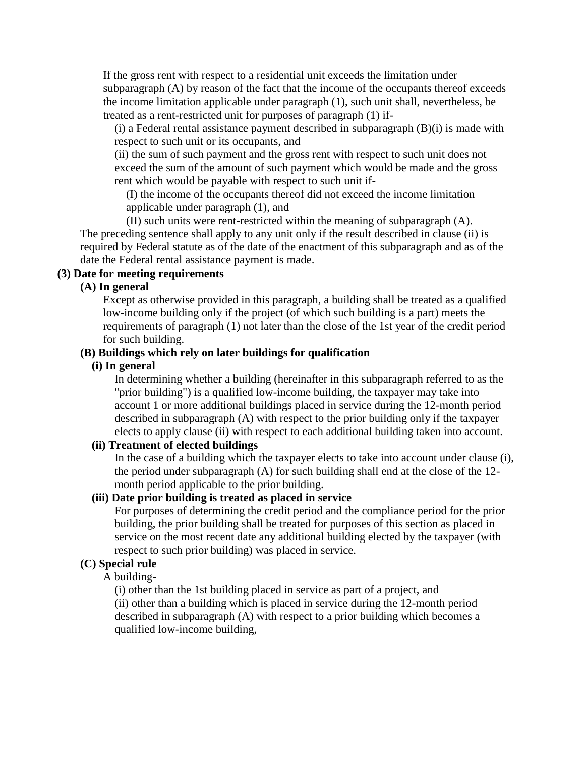If the gross rent with respect to a residential unit exceeds the limitation under subparagraph (A) by reason of the fact that the income of the occupants thereof exceeds the income limitation applicable under paragraph (1), such unit shall, nevertheless, be treated as a rent-restricted unit for purposes of paragraph (1) if-

(i) a Federal rental assistance payment described in subparagraph (B)(i) is made with respect to such unit or its occupants, and

(ii) the sum of such payment and the gross rent with respect to such unit does not exceed the sum of the amount of such payment which would be made and the gross rent which would be payable with respect to such unit if-

(I) the income of the occupants thereof did not exceed the income limitation applicable under paragraph (1), and

(II) such units were rent-restricted within the meaning of subparagraph (A).

The preceding sentence shall apply to any unit only if the result described in clause (ii) is required by Federal statute as of the date of the enactment of this subparagraph and as of the date the Federal rental assistance payment is made.

**(3) Date for meeting requirements**

**(A) In general**

Except as otherwise provided in this paragraph, a building shall be treated as a qualified low-income building only if the project (of which such building is a part) meets the requirements of paragraph (1) not later than the close of the 1st year of the credit period for such building.

**(B) Buildings which rely on later buildings for qualification**

**(i) In general**

In determining whether a building (hereinafter in this subparagraph referred to as the "prior building") is a qualified low-income building, the taxpayer may take into account 1 or more additional buildings placed in service during the 12-month period described in subparagraph (A) with respect to the prior building only if the taxpayer elects to apply clause (ii) with respect to each additional building taken into account.

**(ii) Treatment of elected buildings**

In the case of a building which the taxpayer elects to take into account under clause (i), the period under subparagraph (A) for such building shall end at the close of the 12-month period applicable to the prior building.

**(iii) Date prior building is treated as placed in service**

For purposes of determining the credit period and the compliance period for the prior building, the prior building shall be treated for purposes of this section as placed in service on the most recent date any additional building elected by the taxpayer (with respect to such prior building) was placed in service.

**(C) Special rule**

A building-

(i) other than the 1st building placed in service as part of a project, and

(ii) other than a building which is placed in service during the 12-month period described in subparagraph (A) with respect to a prior building which becomes a qualified low-income building,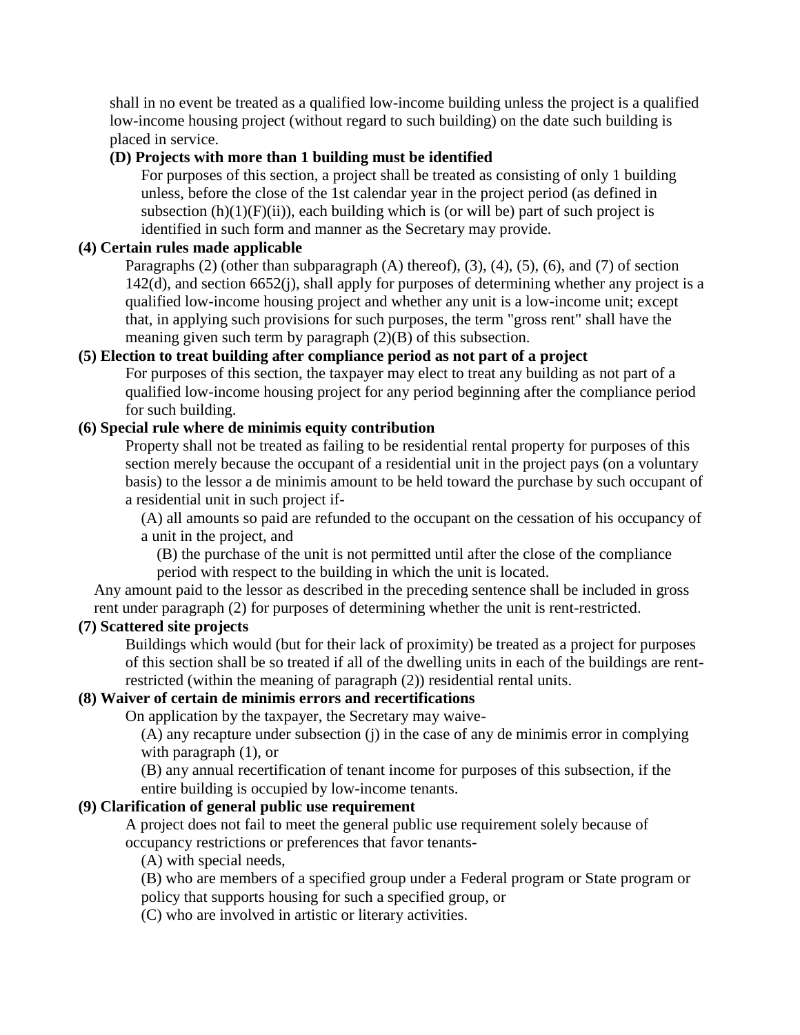shall in no event be treated as a qualified low-income building unless the project is a qualified low-income housing project (without regard to such building) on the date such building is placed in service.

**(D) Projects with more than 1 building must be identified**

For purposes of this section, a project shall be treated as consisting of only 1 building unless, before the close of the 1st calendar year in the project period (as defined in subsection (h)(1)(F)(ii)), each building which is (or will be) part of such project is identified in such form and manner as the Secretary may provide.

**(4) Certain rules made applicable**

Paragraphs (2) (other than subparagraph (A) thereof), (3), (4), (5), (6), and (7) of section 142(d), and section 6652(j), shall apply for purposes of determining whether any project is a qualified low-income housing project and whether any unit is a low-income unit; except that, in applying such provisions for such purposes, the term "gross rent" shall have the meaning given such term by paragraph (2)(B) of this subsection.

**(5) Election to treat building after compliance period as not part of a project**

For purposes of this section, the taxpayer may elect to treat any building as not part of a qualified low-income housing project for any period beginning after the compliance period for such building.

**(6) Special rule where de minimis equity contribution**

Property shall not be treated as failing to be residential rental property for purposes of this section merely because the occupant of a residential unit in the project pays (on a voluntary basis) to the lessor a de minimis amount to be held toward the purchase by such occupant of a residential unit in such project if-

(A) all amounts so paid are refunded to the occupant on the cessation of his occupancy of a unit in the project, and

(B) the purchase of the unit is not permitted until after the close of the compliance period with respect to the building in which the unit is located.

Any amount paid to the lessor as described in the preceding sentence shall be included in gross rent under paragraph (2) for purposes of determining whether the unit is rent-restricted.

**(7) Scattered site projects**

Buildings which would (but for their lack of proximity) be treated as a project for purposes of this section shall be so treated if all of the dwelling units in each of the buildings are rent-restricted (within the meaning of paragraph (2)) residential rental units.

**(8) Waiver of certain de minimis errors and recertifications**

On application by the taxpayer, the Secretary may waive-

(A) any recapture under subsection (j) in the case of any de minimis error in complying with paragraph (1), or

(B) any annual recertification of tenant income for purposes of this subsection, if the entire building is occupied by low-income tenants.

**(9) Clarification of general public use requirement**

A project does not fail to meet the general public use requirement solely because of occupancy restrictions or preferences that favor tenants-

(A) with special needs,

(B) who are members of a specified group under a Federal program or State program or policy that supports housing for such a specified group, or

(C) who are involved in artistic or literary activities.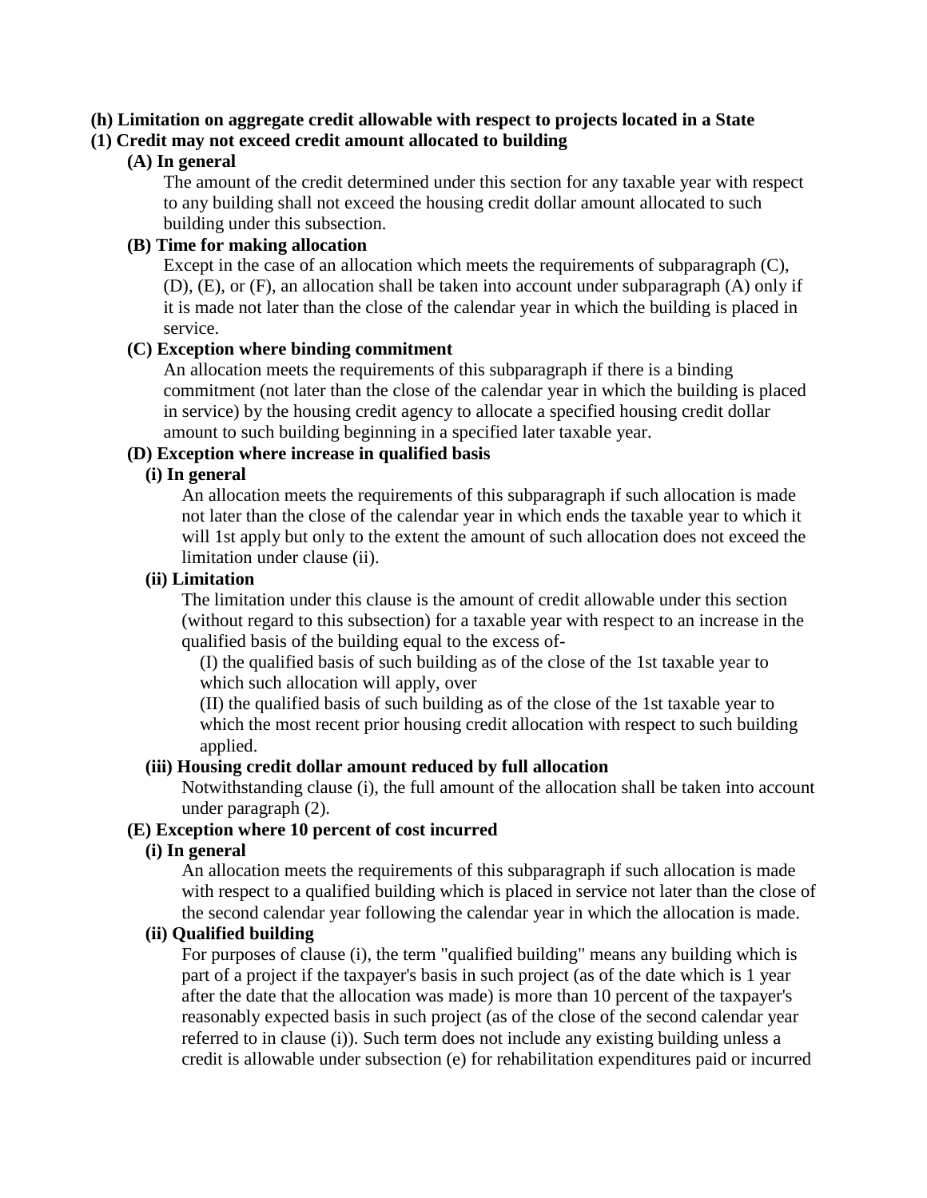**(h) Limitation on aggregate credit allowable with respect to projects located in a State**

**(1) Credit may not exceed credit amount allocated to building**

**(A) In general**

The amount of the credit determined under this section for any taxable year with respect to any building shall not exceed the housing credit dollar amount allocated to such building under this subsection.

**(B) Time for making allocation**

Except in the case of an allocation which meets the requirements of subparagraph (C), (D), (E), or (F), an allocation shall be taken into account under subparagraph (A) only if it is made not later than the close of the calendar year in which the building is placed in service.

**(C) Exception where binding commitment**

An allocation meets the requirements of this subparagraph if there is a binding commitment (not later than the close of the calendar year in which the building is placed in service) by the housing credit agency to allocate a specified housing credit dollar amount to such building beginning in a specified later taxable year.

**(D) Exception where increase in qualified basis**

**(i) In general**

An allocation meets the requirements of this subparagraph if such allocation is made not later than the close of the calendar year in which ends the taxable year to which it will 1st apply but only to the extent the amount of such allocation does not exceed the limitation under clause (ii).

**(ii) Limitation**

The limitation under this clause is the amount of credit allowable under this section (without regard to this subsection) for a taxable year with respect to an increase in the qualified basis of the building equal to the excess of-

(I) the qualified basis of such building as of the close of the 1st taxable year to which such allocation will apply, over

(II) the qualified basis of such building as of the close of the 1st taxable year to which the most recent prior housing credit allocation with respect to such building applied.

**(iii) Housing credit dollar amount reduced by full allocation**

Notwithstanding clause (i), the full amount of the allocation shall be taken into account under paragraph (2).

**(E) Exception where 10 percent of cost incurred**

**(i) In general**

An allocation meets the requirements of this subparagraph if such allocation is made with respect to a qualified building which is placed in service not later than the close of the second calendar year following the calendar year in which the allocation is made.

**(ii) Qualified building**

For purposes of clause (i), the term "qualified building" means any building which is part of a project if the taxpayer's basis in such project (as of the date which is 1 year after the date that the allocation was made) is more than 10 percent of the taxpayer's reasonably expected basis in such project (as of the close of the second calendar year referred to in clause (i)). Such term does not include any existing building unless a credit is allowable under subsection (e) for rehabilitation expenditures paid or incurred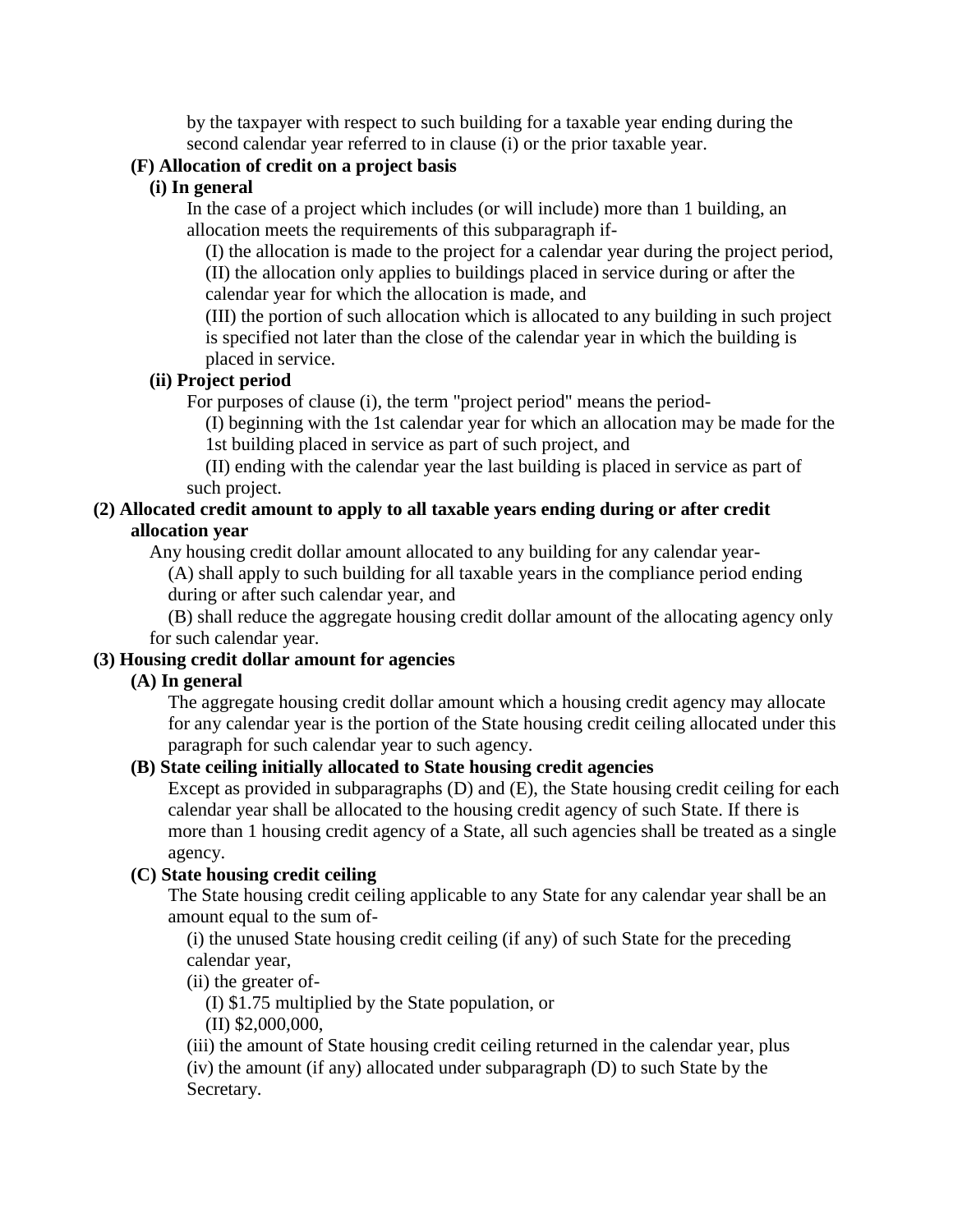by the taxpayer with respect to such building for a taxable year ending during the second calendar year referred to in clause (i) or the prior taxable year.

**(F) Allocation of credit on a project basis**

**(i) In general**

In the case of a project which includes (or will include) more than 1 building, an allocation meets the requirements of this subparagraph if-

(I) the allocation is made to the project for a calendar year during the project period,

(II) the allocation only applies to buildings placed in service during or after the calendar year for which the allocation is made, and

(III) the portion of such allocation which is allocated to any building in such project is specified not later than the close of the calendar year in which the building is placed in service.

**(ii) Project period**

For purposes of clause (i), the term "project period" means the period-

(I) beginning with the 1st calendar year for which an allocation may be made for the 1st building placed in service as part of such project, and

(II) ending with the calendar year the last building is placed in service as part of such project.

**(2) Allocated credit amount to apply to all taxable years ending during or after credit allocation year**

Any housing credit dollar amount allocated to any building for any calendar year-

(A) shall apply to such building for all taxable years in the compliance period ending during or after such calendar year, and

(B) shall reduce the aggregate housing credit dollar amount of the allocating agency only for such calendar year.

**(3) Housing credit dollar amount for agencies**

**(A) In general**

The aggregate housing credit dollar amount which a housing credit agency may allocate for any calendar year is the portion of the State housing credit ceiling allocated under this paragraph for such calendar year to such agency.

**(B) State ceiling initially allocated to State housing credit agencies**

Except as provided in subparagraphs (D) and (E), the State housing credit ceiling for each calendar year shall be allocated to the housing credit agency of such State. If there is more than 1 housing credit agency of a State, all such agencies shall be treated as a single agency.

**(C) State housing credit ceiling**

The State housing credit ceiling applicable to any State for any calendar year shall be an amount equal to the sum of-

(i) the unused State housing credit ceiling (if any) of such State for the preceding calendar year,

(ii) the greater of-

(I) $1.75 multiplied by the State population, or

(II) $2,000,000,

(iii) the amount of State housing credit ceiling returned in the calendar year, plus

(iv) the amount (if any) allocated under subparagraph (D) to such State by the Secretary.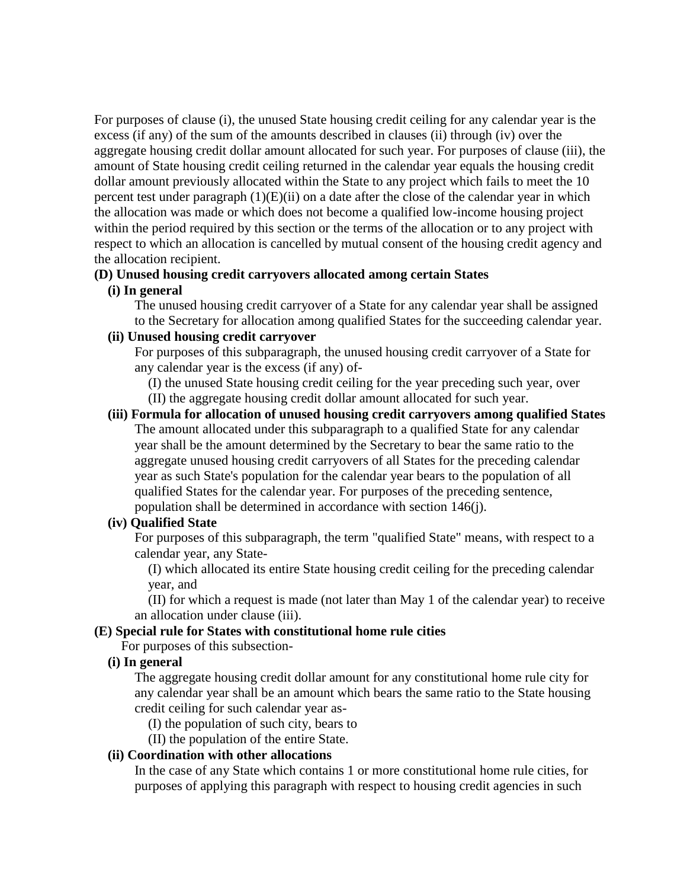For purposes of clause (i), the unused State housing credit ceiling for any calendar year is the excess (if any) of the sum of the amounts described in clauses (ii) through (iv) over the aggregate housing credit dollar amount allocated for such year. For purposes of clause (iii), the amount of State housing credit ceiling returned in the calendar year equals the housing credit dollar amount previously allocated within the State to any project which fails to meet the 10 percent test under paragraph (1)(E)(ii) on a date after the close of the calendar year in which the allocation was made or which does not become a qualified low-income housing project within the period required by this section or the terms of the allocation or to any project with respect to which an allocation is cancelled by mutual consent of the housing credit agency and the allocation recipient.

**(D) Unused housing credit carryovers allocated among certain States**

**(i) In general**

The unused housing credit carryover of a State for any calendar year shall be assigned to the Secretary for allocation among qualified States for the succeeding calendar year.

**(ii) Unused housing credit carryover**

For purposes of this subparagraph, the unused housing credit carryover of a State for any calendar year is the excess (if any) of-

(I) the unused State housing credit ceiling for the year preceding such year, over

(II) the aggregate housing credit dollar amount allocated for such year.

**(iii) Formula for allocation of unused housing credit carryovers among qualified States**

The amount allocated under this subparagraph to a qualified State for any calendar year shall be the amount determined by the Secretary to bear the same ratio to the aggregate unused housing credit carryovers of all States for the preceding calendar year as such State's population for the calendar year bears to the population of all qualified States for the calendar year. For purposes of the preceding sentence, population shall be determined in accordance with section 146(j).

**(iv) Qualified State**

For purposes of this subparagraph, the term "qualified State" means, with respect to a calendar year, any State-

(I) which allocated its entire State housing credit ceiling for the preceding calendar year, and

(II) for which a request is made (not later than May 1 of the calendar year) to receive an allocation under clause (iii).

**(E) Special rule for States with constitutional home rule cities**

For purposes of this subsection-

**(i) In general**

The aggregate housing credit dollar amount for any constitutional home rule city for any calendar year shall be an amount which bears the same ratio to the State housing credit ceiling for such calendar year as-

(I) the population of such city, bears to

(II) the population of the entire State.

**(ii) Coordination with other allocations**

In the case of any State which contains 1 or more constitutional home rule cities, for purposes of applying this paragraph with respect to housing credit agencies in such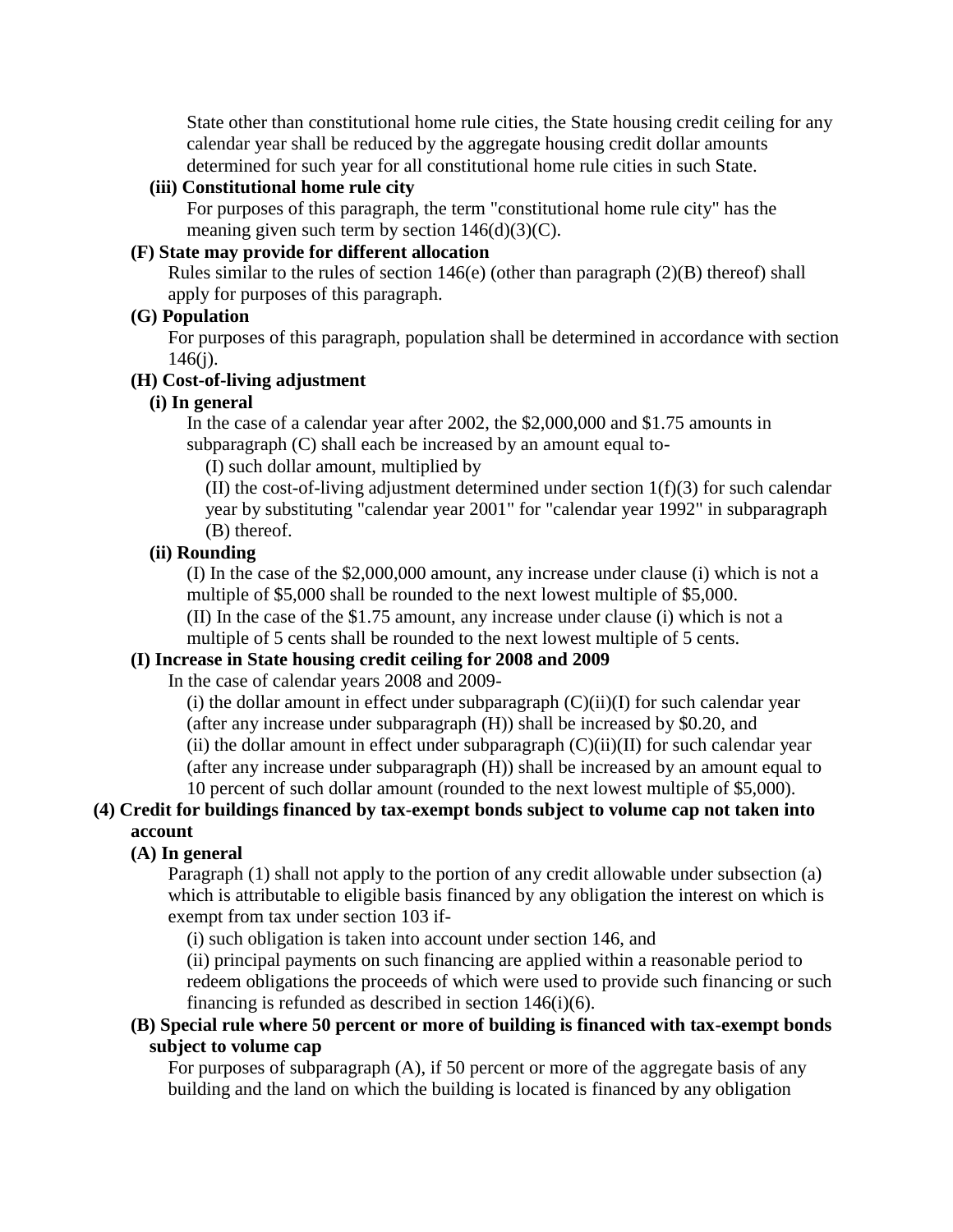State other than constitutional home rule cities, the State housing credit ceiling for any calendar year shall be reduced by the aggregate housing credit dollar amounts determined for such year for all constitutional home rule cities in such State.

**(iii) Constitutional home rule city**

For purposes of this paragraph, the term "constitutional home rule city" has the meaning given such term by section 146(d)(3)(C).

**(F) State may provide for different allocation**

Rules similar to the rules of section 146(e) (other than paragraph (2)(B) thereof) shall apply for purposes of this paragraph.

**(G) Population**

For purposes of this paragraph, population shall be determined in accordance with section 146(j).

**(H) Cost-of-living adjustment**

**(i) In general**

In the case of a calendar year after 2002, the $2,000,000 and $1.75 amounts in subparagraph (C) shall each be increased by an amount equal to-

(I) such dollar amount, multiplied by

(II) the cost-of-living adjustment determined under section 1(f)(3) for such calendar year by substituting "calendar year 2001" for "calendar year 1992" in subparagraph (B) thereof.

**(ii) Rounding**

(I) In the case of the $2,000,000 amount, any increase under clause (i) which is not a multiple of $5,000 shall be rounded to the next lowest multiple of $5,000.

(II) In the case of the $1.75 amount, any increase under clause (i) which is not a multiple of 5 cents shall be rounded to the next lowest multiple of 5 cents.

**(I) Increase in State housing credit ceiling for 2008 and 2009**

In the case of calendar years 2008 and 2009-

(i) the dollar amount in effect under subparagraph (C)(ii)(I) for such calendar year (after any increase under subparagraph (H)) shall be increased by $0.20, and

(ii) the dollar amount in effect under subparagraph (C)(ii)(II) for such calendar year (after any increase under subparagraph (H)) shall be increased by an amount equal to 10 percent of such dollar amount (rounded to the next lowest multiple of $5,000).

**(4) Credit for buildings financed by tax-exempt bonds subject to volume cap not taken into account**

**(A) In general**

Paragraph (1) shall not apply to the portion of any credit allowable under subsection (a) which is attributable to eligible basis financed by any obligation the interest on which is exempt from tax under section 103 if-

(i) such obligation is taken into account under section 146, and

(ii) principal payments on such financing are applied within a reasonable period to redeem obligations the proceeds of which were used to provide such financing or such financing is refunded as described in section 146(i)(6).

**(B) Special rule where 50 percent or more of building is financed with tax-exempt bonds subject to volume cap**

For purposes of subparagraph (A), if 50 percent or more of the aggregate basis of any building and the land on which the building is located is financed by any obligation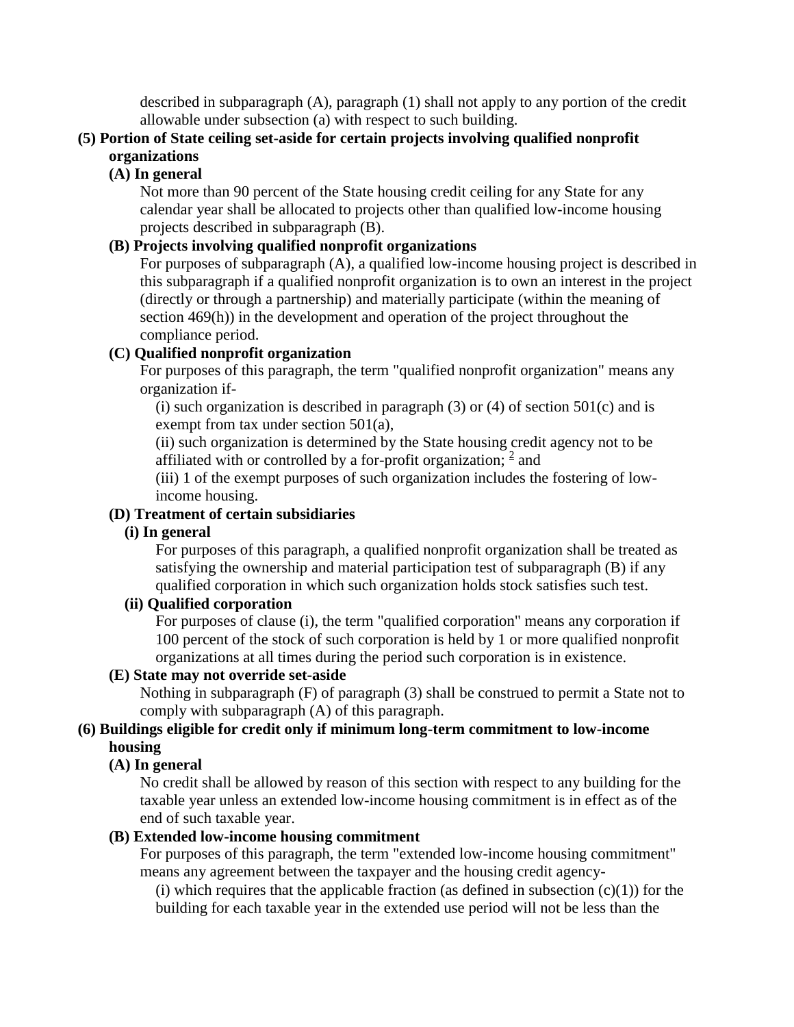described in subparagraph (A), paragraph (1) shall not apply to any portion of the credit allowable under subsection (a) with respect to such building.

**(5) Portion of State ceiling set-aside for certain projects involving qualified nonprofit organizations**

**(A) In general**

Not more than 90 percent of the State housing credit ceiling for any State for any calendar year shall be allocated to projects other than qualified low-income housing projects described in subparagraph (B).

**(B) Projects involving qualified nonprofit organizations**

For purposes of subparagraph (A), a qualified low-income housing project is described in this subparagraph if a qualified nonprofit organization is to own an interest in the project (directly or through a partnership) and materially participate (within the meaning of section 469(h)) in the development and operation of the project throughout the compliance period.

**(C) Qualified nonprofit organization**

For purposes of this paragraph, the term "qualified nonprofit organization" means any organization if-

(i) such organization is described in paragraph (3) or (4) of section 501(c) and is exempt from tax under section 501(a),

(ii) such organization is determined by the State housing credit agency not to be affiliated with or controlled by a for-profit organization; [2] and

(iii) 1 of the exempt purposes of such organization includes the fostering of low-income housing.

**(D) Treatment of certain subsidiaries**

**(i) In general**

For purposes of this paragraph, a qualified nonprofit organization shall be treated as satisfying the ownership and material participation test of subparagraph (B) if any qualified corporation in which such organization holds stock satisfies such test.

**(ii) Qualified corporation**

For purposes of clause (i), the term "qualified corporation" means any corporation if 100 percent of the stock of such corporation is held by 1 or more qualified nonprofit organizations at all times during the period such corporation is in existence.

**(E) State may not override set-aside**

Nothing in subparagraph (F) of paragraph (3) shall be construed to permit a State not to comply with subparagraph (A) of this paragraph.

**(6) Buildings eligible for credit only if minimum long-term commitment to low-income housing**

**(A) In general**

No credit shall be allowed by reason of this section with respect to any building for the taxable year unless an extended low-income housing commitment is in effect as of the end of such taxable year.

**(B) Extended low-income housing commitment**

For purposes of this paragraph, the term "extended low-income housing commitment" means any agreement between the taxpayer and the housing credit agency-

(i) which requires that the applicable fraction (as defined in subsection (c)(1)) for the building for each taxable year in the extended use period will not be less than the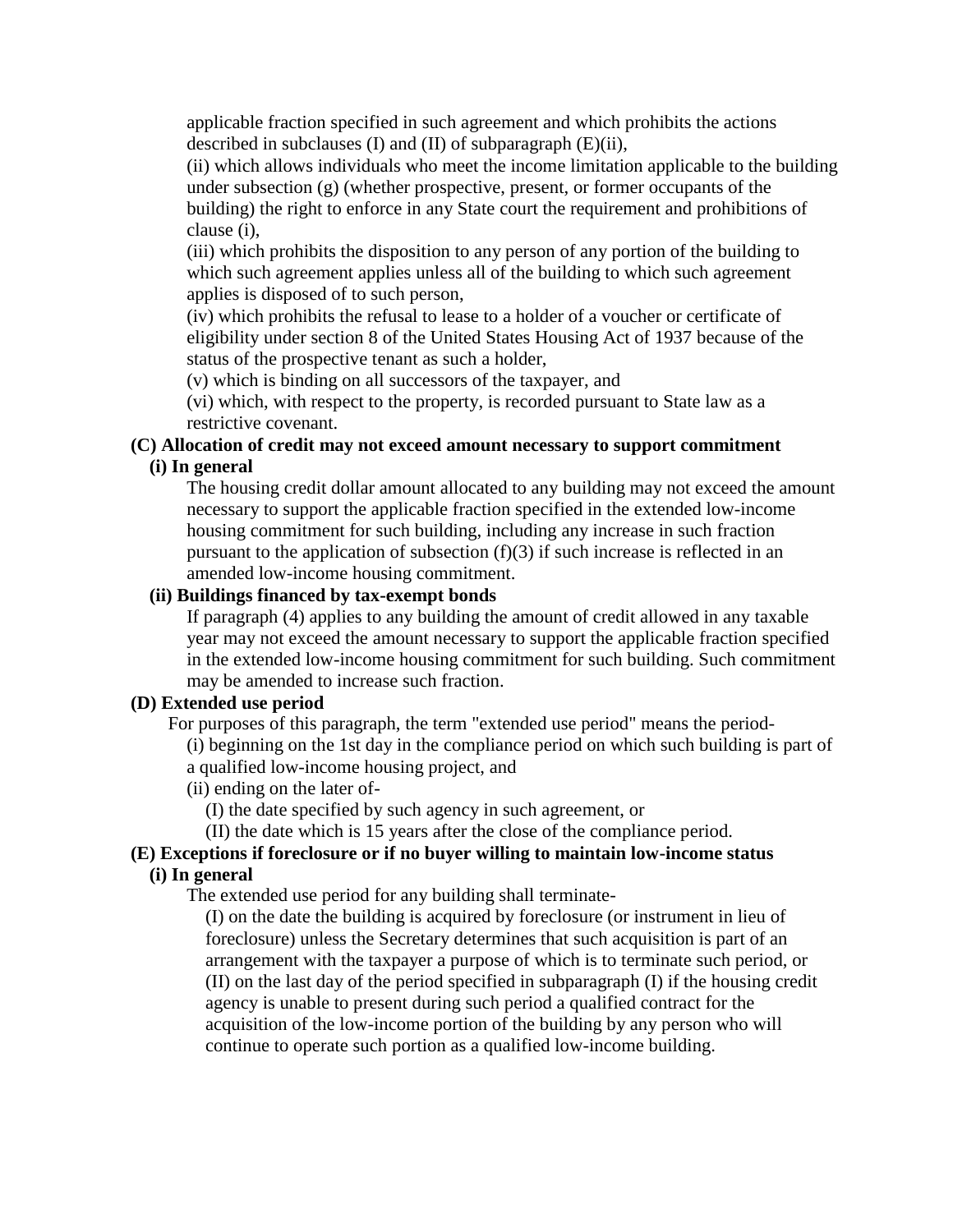applicable fraction specified in such agreement and which prohibits the actions described in subclauses (I) and (II) of subparagraph (E)(ii),

(ii) which allows individuals who meet the income limitation applicable to the building under subsection (g) (whether prospective, present, or former occupants of the building) the right to enforce in any State court the requirement and prohibitions of clause (i),

(iii) which prohibits the disposition to any person of any portion of the building to which such agreement applies unless all of the building to which such agreement applies is disposed of to such person,

(iv) which prohibits the refusal to lease to a holder of a voucher or certificate of eligibility under section 8 of the United States Housing Act of 1937 because of the status of the prospective tenant as such a holder,

(v) which is binding on all successors of the taxpayer, and

(vi) which, with respect to the property, is recorded pursuant to State law as a restrictive covenant.

**(C) Allocation of credit may not exceed amount necessary to support commitment**

**(i) In general**

The housing credit dollar amount allocated to any building may not exceed the amount necessary to support the applicable fraction specified in the extended low-income housing commitment for such building, including any increase in such fraction pursuant to the application of subsection (f)(3) if such increase is reflected in an amended low-income housing commitment.

**(ii) Buildings financed by tax-exempt bonds**

If paragraph (4) applies to any building the amount of credit allowed in any taxable year may not exceed the amount necessary to support the applicable fraction specified in the extended low-income housing commitment for such building. Such commitment may be amended to increase such fraction.

**(D) Extended use period**

For purposes of this paragraph, the term "extended use period" means the period-

(i) beginning on the 1st day in the compliance period on which such building is part of a qualified low-income housing project, and

(ii) ending on the later of-

(I) the date specified by such agency in such agreement, or

(II) the date which is 15 years after the close of the compliance period.

**(E) Exceptions if foreclosure or if no buyer willing to maintain low-income status**

**(i) In general**

The extended use period for any building shall terminate-

(I) on the date the building is acquired by foreclosure (or instrument in lieu of foreclosure) unless the Secretary determines that such acquisition is part of an arrangement with the taxpayer a purpose of which is to terminate such period, or

(II) on the last day of the period specified in subparagraph (I) if the housing credit agency is unable to present during such period a qualified contract for the acquisition of the low-income portion of the building by any person who will continue to operate such portion as a qualified low-income building.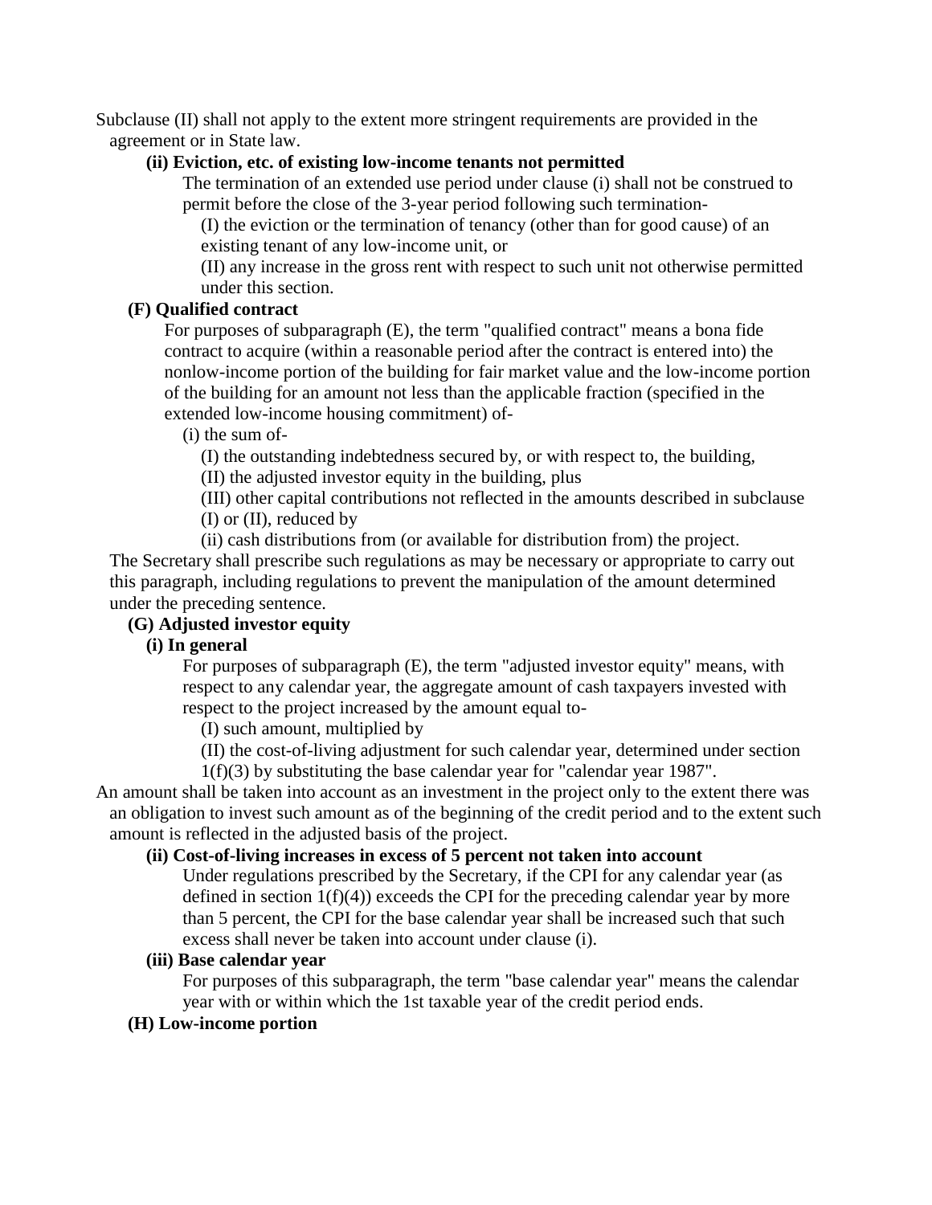Subclause (II) shall not apply to the extent more stringent requirements are provided in the agreement or in State law.

**(ii) Eviction, etc. of existing low-income tenants not permitted**

The termination of an extended use period under clause (i) shall not be construed to permit before the close of the 3-year period following such termination-

(I) the eviction or the termination of tenancy (other than for good cause) of an existing tenant of any low-income unit, or

(II) any increase in the gross rent with respect to such unit not otherwise permitted under this section.

**(F) Qualified contract**

For purposes of subparagraph (E), the term "qualified contract" means a bona fide contract to acquire (within a reasonable period after the contract is entered into) the nonlow-income portion of the building for fair market value and the low-income portion of the building for an amount not less than the applicable fraction (specified in the extended low-income housing commitment) of-

(i) the sum of-

(I) the outstanding indebtedness secured by, or with respect to, the building,

(II) the adjusted investor equity in the building, plus

(III) other capital contributions not reflected in the amounts described in subclause (I) or (II), reduced by

(ii) cash distributions from (or available for distribution from) the project.

The Secretary shall prescribe such regulations as may be necessary or appropriate to carry out this paragraph, including regulations to prevent the manipulation of the amount determined under the preceding sentence.

**(G) Adjusted investor equity**

**(i) In general**

For purposes of subparagraph (E), the term "adjusted investor equity" means, with respect to any calendar year, the aggregate amount of cash taxpayers invested with respect to the project increased by the amount equal to-

(I) such amount, multiplied by

(II) the cost-of-living adjustment for such calendar year, determined under section 1(f)(3) by substituting the base calendar year for "calendar year 1987".

An amount shall be taken into account as an investment in the project only to the extent there was an obligation to invest such amount as of the beginning of the credit period and to the extent such amount is reflected in the adjusted basis of the project.

**(ii) Cost-of-living increases in excess of 5 percent not taken into account**

Under regulations prescribed by the Secretary, if the CPI for any calendar year (as defined in section 1(f)(4)) exceeds the CPI for the preceding calendar year by more than 5 percent, the CPI for the base calendar year shall be increased such that such excess shall never be taken into account under clause (i).

**(iii) Base calendar year**

For purposes of this subparagraph, the term "base calendar year" means the calendar year with or within which the 1st taxable year of the credit period ends.

**(H) Low-income portion**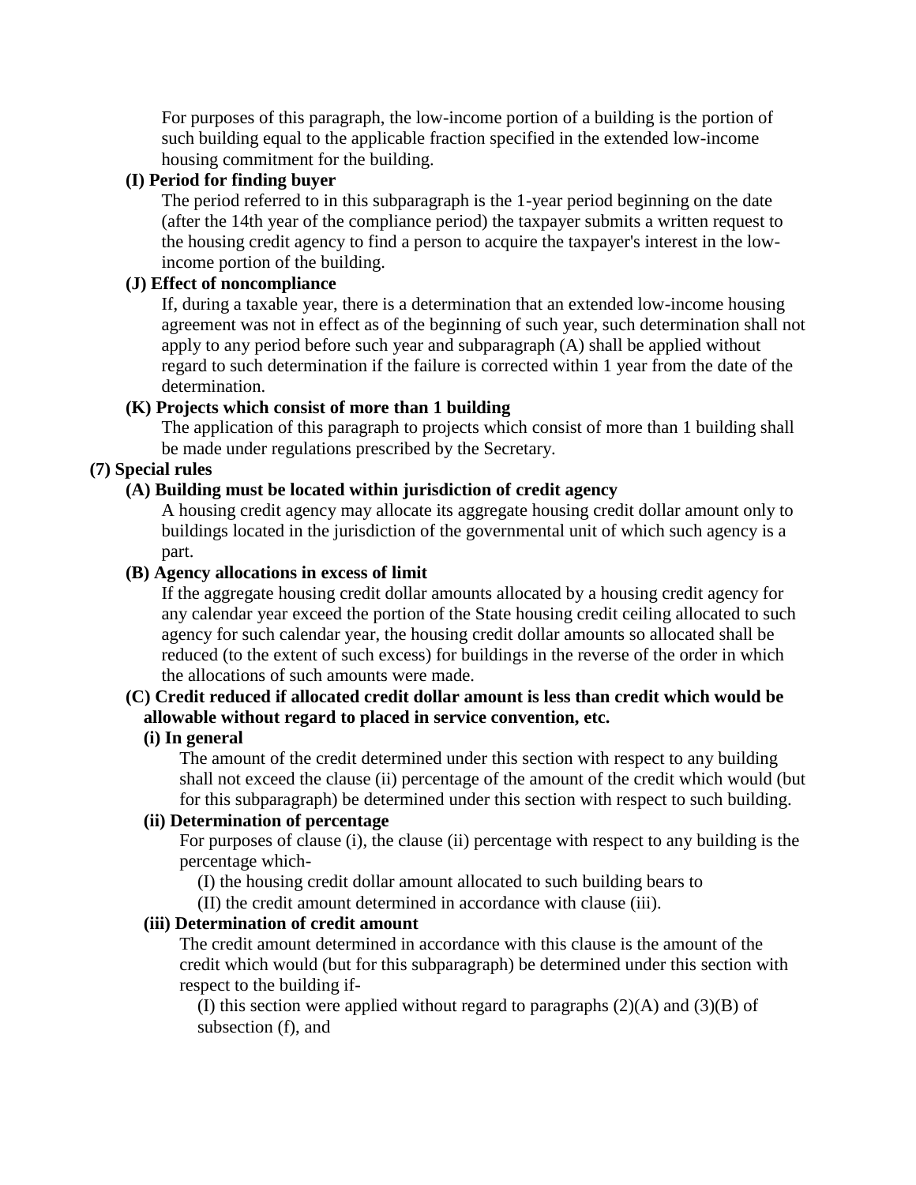For purposes of this paragraph, the low-income portion of a building is the portion of such building equal to the applicable fraction specified in the extended low-income housing commitment for the building.

**(I) Period for finding buyer**

The period referred to in this subparagraph is the 1-year period beginning on the date (after the 14th year of the compliance period) the taxpayer submits a written request to the housing credit agency to find a person to acquire the taxpayer's interest in the low-income portion of the building.

**(J) Effect of noncompliance**

If, during a taxable year, there is a determination that an extended low-income housing agreement was not in effect as of the beginning of such year, such determination shall not apply to any period before such year and subparagraph (A) shall be applied without regard to such determination if the failure is corrected within 1 year from the date of the determination.

**(K) Projects which consist of more than 1 building**

The application of this paragraph to projects which consist of more than 1 building shall be made under regulations prescribed by the Secretary.

**(7) Special rules**

**(A) Building must be located within jurisdiction of credit agency**

A housing credit agency may allocate its aggregate housing credit dollar amount only to buildings located in the jurisdiction of the governmental unit of which such agency is a part.

**(B) Agency allocations in excess of limit**

If the aggregate housing credit dollar amounts allocated by a housing credit agency for any calendar year exceed the portion of the State housing credit ceiling allocated to such agency for such calendar year, the housing credit dollar amounts so allocated shall be reduced (to the extent of such excess) for buildings in the reverse of the order in which the allocations of such amounts were made.

**(C) Credit reduced if allocated credit dollar amount is less than credit which would be allowable without regard to placed in service convention, etc.**

**(i) In general**

The amount of the credit determined under this section with respect to any building shall not exceed the clause (ii) percentage of the amount of the credit which would (but for this subparagraph) be determined under this section with respect to such building.

**(ii) Determination of percentage**

For purposes of clause (i), the clause (ii) percentage with respect to any building is the percentage which-

(I) the housing credit dollar amount allocated to such building bears to

(II) the credit amount determined in accordance with clause (iii).

**(iii) Determination of credit amount**

The credit amount determined in accordance with this clause is the amount of the credit which would (but for this subparagraph) be determined under this section with respect to the building if-

(I) this section were applied without regard to paragraphs (2)(A) and (3)(B) of subsection (f), and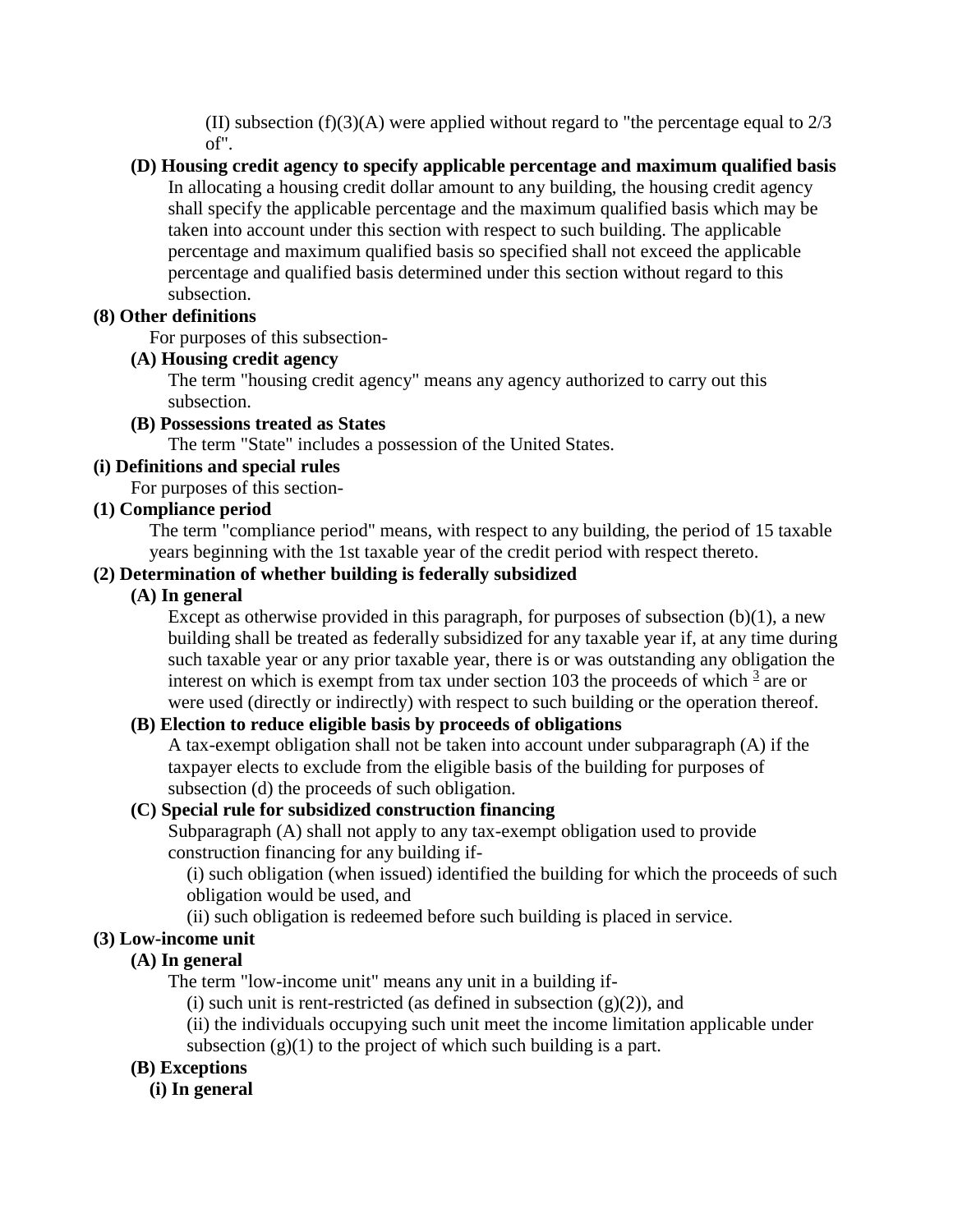(II) subsection (f)(3)(A) were applied without regard to "the percentage equal to 2/3 of".

**(D) Housing credit agency to specify applicable percentage and maximum qualified basis**

In allocating a housing credit dollar amount to any building, the housing credit agency shall specify the applicable percentage and the maximum qualified basis which may be taken into account under this section with respect to such building. The applicable percentage and maximum qualified basis so specified shall not exceed the applicable percentage and qualified basis determined under this section without regard to this subsection.

**(8) Other definitions**

For purposes of this subsection-

**(A) Housing credit agency**

The term "housing credit agency" means any agency authorized to carry out this subsection.

**(B) Possessions treated as States**

The term "State" includes a possession of the United States.

**(i) Definitions and special rules**

For purposes of this section-

**(1) Compliance period**

The term "compliance period" means, with respect to any building, the period of 15 taxable years beginning with the 1st taxable year of the credit period with respect thereto.

**(2) Determination of whether building is federally subsidized**

**(A) In general**

Except as otherwise provided in this paragraph, for purposes of subsection (b)(1), a new building shall be treated as federally subsidized for any taxable year if, at any time during such taxable year or any prior taxable year, there is or was outstanding any obligation the interest on which is exempt from tax under section 103 the proceeds of which [3] are or were used (directly or indirectly) with respect to such building or the operation thereof.

**(B) Election to reduce eligible basis by proceeds of obligations**

A tax-exempt obligation shall not be taken into account under subparagraph (A) if the taxpayer elects to exclude from the eligible basis of the building for purposes of subsection (d) the proceeds of such obligation.

**(C) Special rule for subsidized construction financing**

Subparagraph (A) shall not apply to any tax-exempt obligation used to provide construction financing for any building if-

(i) such obligation (when issued) identified the building for which the proceeds of such obligation would be used, and

(ii) such obligation is redeemed before such building is placed in service.

**(3) Low-income unit**

**(A) In general**

The term "low-income unit" means any unit in a building if-

(i) such unit is rent-restricted (as defined in subsection (g)(2)), and

(ii) the individuals occupying such unit meet the income limitation applicable under subsection (g)(1) to the project of which such building is a part.

**(B) Exceptions**

**(i) In general**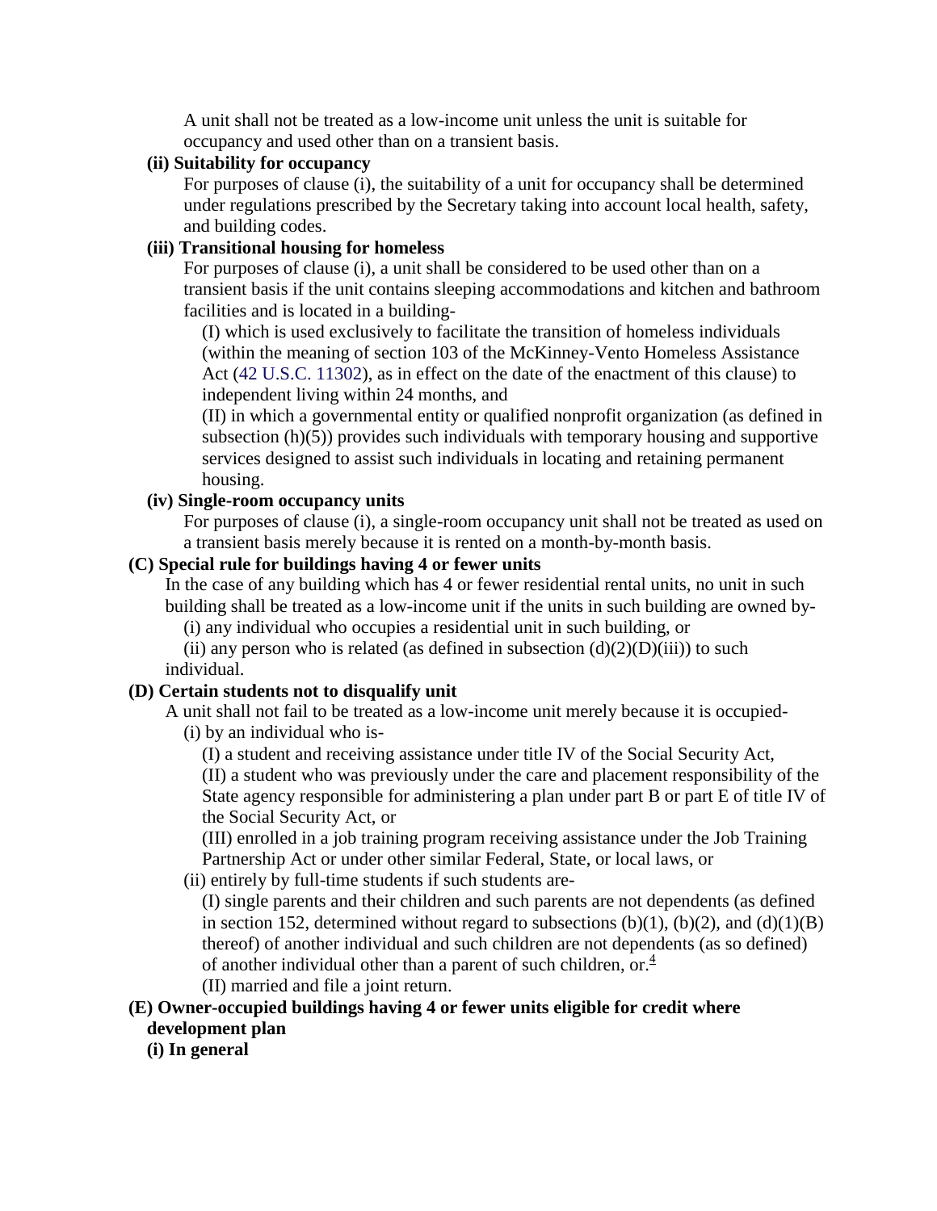A unit shall not be treated as a low-income unit unless the unit is suitable for occupancy and used other than on a transient basis.

**(ii) Suitability for occupancy**

For purposes of clause (i), the suitability of a unit for occupancy shall be determined under regulations prescribed by the Secretary taking into account local health, safety, and building codes.

**(iii) Transitional housing for homeless**

For purposes of clause (i), a unit shall be considered to be used other than on a transient basis if the unit contains sleeping accommodations and kitchen and bathroom facilities and is located in a building-

(I) which is used exclusively to facilitate the transition of homeless individuals (within the meaning of section 103 of the McKinney-Vento Homeless Assistance Act (42 U.S.C. 11302), as in effect on the date of the enactment of this clause) to independent living within 24 months, and

(II) in which a governmental entity or qualified nonprofit organization (as defined in subsection (h)(5)) provides such individuals with temporary housing and supportive services designed to assist such individuals in locating and retaining permanent housing.

**(iv) Single-room occupancy units**

For purposes of clause (i), a single-room occupancy unit shall not be treated as used on a transient basis merely because it is rented on a month-by-month basis.

**(C) Special rule for buildings having 4 or fewer units**

In the case of any building which has 4 or fewer residential rental units, no unit in such building shall be treated as a low-income unit if the units in such building are owned by-

(i) any individual who occupies a residential unit in such building, or

(ii) any person who is related (as defined in subsection (d)(2)(D)(iii)) to such individual.

**(D) Certain students not to disqualify unit**

A unit shall not fail to be treated as a low-income unit merely because it is occupied-

(i) by an individual who is-

(I) a student and receiving assistance under title IV of the Social Security Act,

(II) a student who was previously under the care and placement responsibility of the State agency responsible for administering a plan under part B or part E of title IV of the Social Security Act, or

(III) enrolled in a job training program receiving assistance under the Job Training Partnership Act or under other similar Federal, State, or local laws, or

(ii) entirely by full-time students if such students are-

(I) single parents and their children and such parents are not dependents (as defined in section 152, determined without regard to subsections (b)(1), (b)(2), and (d)(1)(B) thereof) of another individual and such children are not dependents (as so defined) of another individual other than a parent of such children, or.[4]

(II) married and file a joint return.

**(E) Owner-occupied buildings having 4 or fewer units eligible for credit where development plan**

**(i) In general**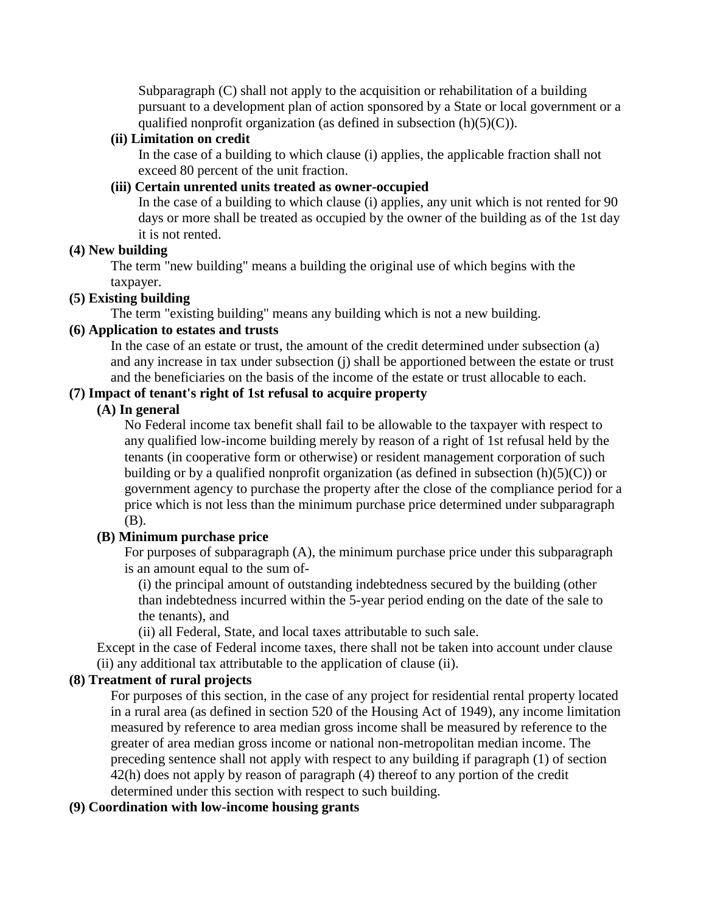Subparagraph (C) shall not apply to the acquisition or rehabilitation of a building pursuant to a development plan of action sponsored by a State or local government or a qualified nonprofit organization (as defined in subsection (h)(5)(C)).

**(ii) Limitation on credit**

In the case of a building to which clause (i) applies, the applicable fraction shall not exceed 80 percent of the unit fraction.

**(iii) Certain unrented units treated as owner-occupied**

In the case of a building to which clause (i) applies, any unit which is not rented for 90 days or more shall be treated as occupied by the owner of the building as of the 1st day it is not rented.

**(4) New building**

The term "new building" means a building the original use of which begins with the taxpayer.

**(5) Existing building**

The term "existing building" means any building which is not a new building.

**(6) Application to estates and trusts**

In the case of an estate or trust, the amount of the credit determined under subsection (a) and any increase in tax under subsection (j) shall be apportioned between the estate or trust and the beneficiaries on the basis of the income of the estate or trust allocable to each.

**(7) Impact of tenant's right of 1st refusal to acquire property**

**(A) In general**

No Federal income tax benefit shall fail to be allowable to the taxpayer with respect to any qualified low-income building merely by reason of a right of 1st refusal held by the tenants (in cooperative form or otherwise) or resident management corporation of such building or by a qualified nonprofit organization (as defined in subsection (h)(5)(C)) or government agency to purchase the property after the close of the compliance period for a price which is not less than the minimum purchase price determined under subparagraph (B).

**(B) Minimum purchase price**

For purposes of subparagraph (A), the minimum purchase price under this subparagraph is an amount equal to the sum of-

(i) the principal amount of outstanding indebtedness secured by the building (other than indebtedness incurred within the 5-year period ending on the date of the sale to the tenants), and

(ii) all Federal, State, and local taxes attributable to such sale.

Except in the case of Federal income taxes, there shall not be taken into account under clause (ii) any additional tax attributable to the application of clause (ii).

**(8) Treatment of rural projects**

For purposes of this section, in the case of any project for residential rental property located in a rural area (as defined in section 520 of the Housing Act of 1949), any income limitation measured by reference to area median gross income shall be measured by reference to the greater of area median gross income or national non-metropolitan median income. The preceding sentence shall not apply with respect to any building if paragraph (1) of section 42(h) does not apply by reason of paragraph (4) thereof to any portion of the credit determined under this section with respect to such building.

**(9) Coordination with low-income housing grants**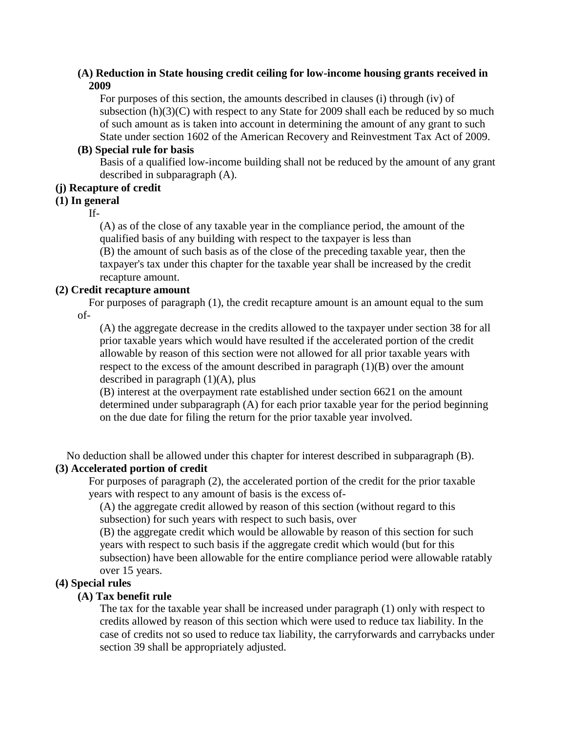**(A) Reduction in State housing credit ceiling for low-income housing grants received in 2009**

For purposes of this section, the amounts described in clauses (i) through (iv) of subsection (h)(3)(C) with respect to any State for 2009 shall each be reduced by so much of such amount as is taken into account in determining the amount of any grant to such State under section 1602 of the American Recovery and Reinvestment Tax Act of 2009.

**(B) Special rule for basis**

Basis of a qualified low-income building shall not be reduced by the amount of any grant described in subparagraph (A).

**(j) Recapture of credit**

**(1) In general**

If-

(A) as of the close of any taxable year in the compliance period, the amount of the qualified basis of any building with respect to the taxpayer is less than

(B) the amount of such basis as of the close of the preceding taxable year, then the taxpayer's tax under this chapter for the taxable year shall be increased by the credit recapture amount.

**(2) Credit recapture amount**

For purposes of paragraph (1), the credit recapture amount is an amount equal to the sum of-

(A) the aggregate decrease in the credits allowed to the taxpayer under section 38 for all prior taxable years which would have resulted if the accelerated portion of the credit allowable by reason of this section were not allowed for all prior taxable years with respect to the excess of the amount described in paragraph (1)(B) over the amount described in paragraph (1)(A), plus

(B) interest at the overpayment rate established under section 6621 on the amount determined under subparagraph (A) for each prior taxable year for the period beginning on the due date for filing the return for the prior taxable year involved.

No deduction shall be allowed under this chapter for interest described in subparagraph (B).

**(3) Accelerated portion of credit**

For purposes of paragraph (2), the accelerated portion of the credit for the prior taxable years with respect to any amount of basis is the excess of-

(A) the aggregate credit allowed by reason of this section (without regard to this subsection) for such years with respect to such basis, over

(B) the aggregate credit which would be allowable by reason of this section for such years with respect to such basis if the aggregate credit which would (but for this subsection) have been allowable for the entire compliance period were allowable ratably over 15 years.

**(4) Special rules**

**(A) Tax benefit rule**

The tax for the taxable year shall be increased under paragraph (1) only with respect to credits allowed by reason of this section which were used to reduce tax liability. In the case of credits not so used to reduce tax liability, the carryforwards and carrybacks under section 39 shall be appropriately adjusted.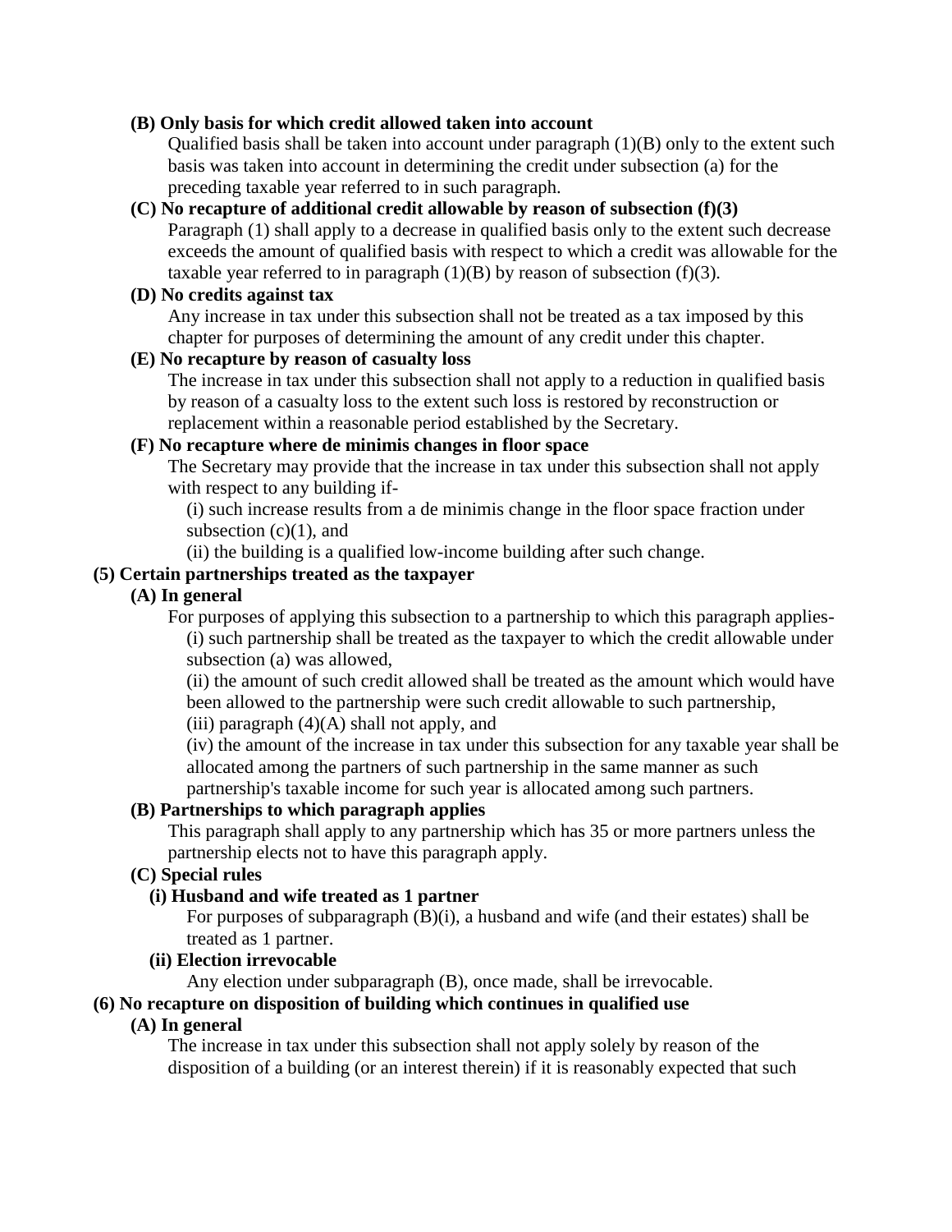**(B) Only basis for which credit allowed taken into account**

Qualified basis shall be taken into account under paragraph (1)(B) only to the extent such basis was taken into account in determining the credit under subsection (a) for the preceding taxable year referred to in such paragraph.

**(C) No recapture of additional credit allowable by reason of subsection (f)(3)**

Paragraph (1) shall apply to a decrease in qualified basis only to the extent such decrease exceeds the amount of qualified basis with respect to which a credit was allowable for the taxable year referred to in paragraph (1)(B) by reason of subsection (f)(3).

**(D) No credits against tax**

Any increase in tax under this subsection shall not be treated as a tax imposed by this chapter for purposes of determining the amount of any credit under this chapter.

**(E) No recapture by reason of casualty loss**

The increase in tax under this subsection shall not apply to a reduction in qualified basis by reason of a casualty loss to the extent such loss is restored by reconstruction or replacement within a reasonable period established by the Secretary.

**(F) No recapture where de minimis changes in floor space**

The Secretary may provide that the increase in tax under this subsection shall not apply with respect to any building if-

(i) such increase results from a de minimis change in the floor space fraction under subsection (c)(1), and

(ii) the building is a qualified low-income building after such change.

**(5) Certain partnerships treated as the taxpayer**

**(A) In general**

For purposes of applying this subsection to a partnership to which this paragraph applies-

(i) such partnership shall be treated as the taxpayer to which the credit allowable under subsection (a) was allowed,

(ii) the amount of such credit allowed shall be treated as the amount which would have been allowed to the partnership were such credit allowable to such partnership,

(iii) paragraph (4)(A) shall not apply, and

(iv) the amount of the increase in tax under this subsection for any taxable year shall be allocated among the partners of such partnership in the same manner as such partnership's taxable income for such year is allocated among such partners.

**(B) Partnerships to which paragraph applies**

This paragraph shall apply to any partnership which has 35 or more partners unless the partnership elects not to have this paragraph apply.

**(C) Special rules**

**(i) Husband and wife treated as 1 partner**

For purposes of subparagraph (B)(i), a husband and wife (and their estates) shall be treated as 1 partner.

**(ii) Election irrevocable**

Any election under subparagraph (B), once made, shall be irrevocable.

**(6) No recapture on disposition of building which continues in qualified use**

**(A) In general**

The increase in tax under this subsection shall not apply solely by reason of the disposition of a building (or an interest therein) if it is reasonably expected that such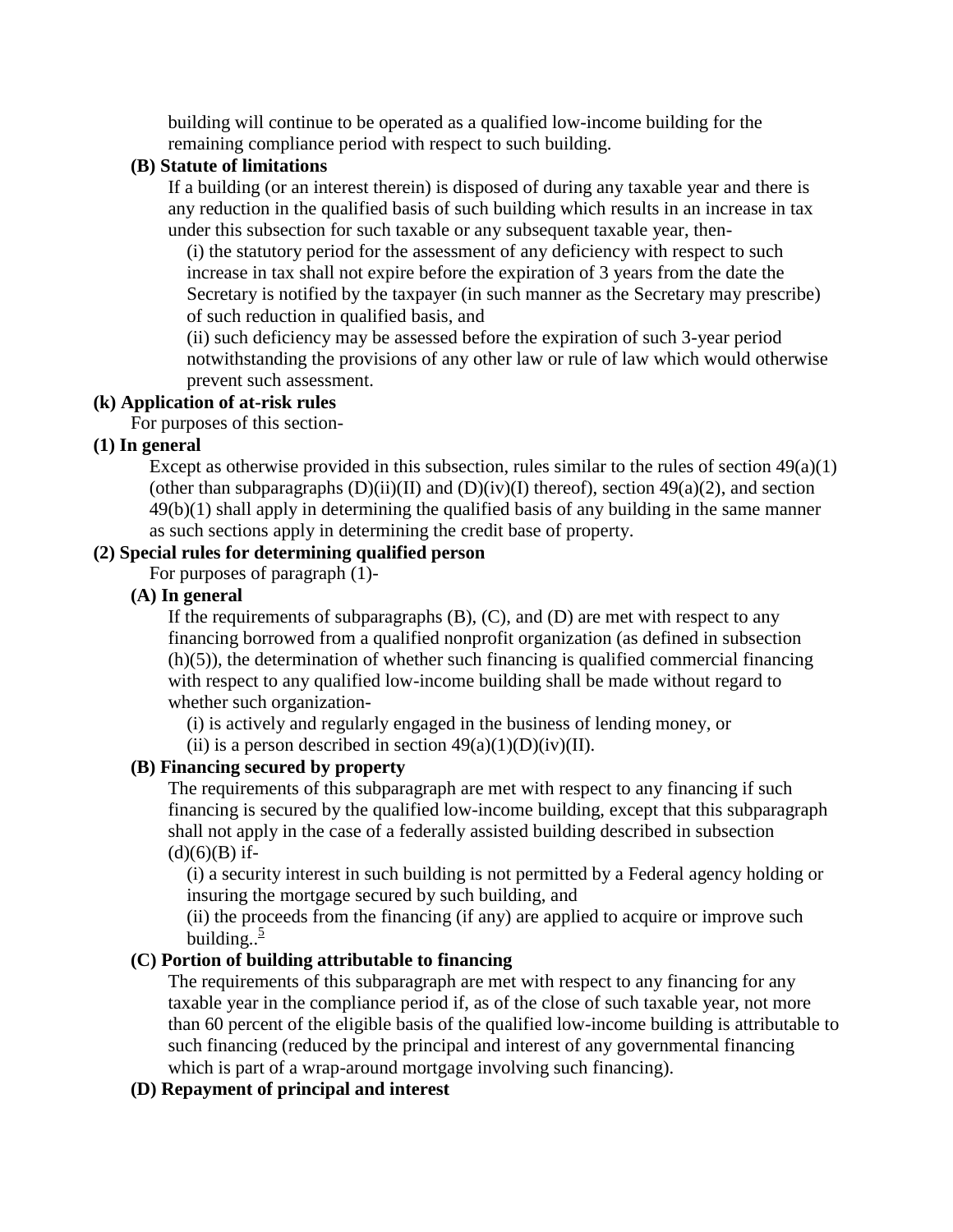building will continue to be operated as a qualified low-income building for the remaining compliance period with respect to such building.

**(B) Statute of limitations**

If a building (or an interest therein) is disposed of during any taxable year and there is any reduction in the qualified basis of such building which results in an increase in tax under this subsection for such taxable or any subsequent taxable year, then-

(i) the statutory period for the assessment of any deficiency with respect to such increase in tax shall not expire before the expiration of 3 years from the date the Secretary is notified by the taxpayer (in such manner as the Secretary may prescribe) of such reduction in qualified basis, and

(ii) such deficiency may be assessed before the expiration of such 3-year period notwithstanding the provisions of any other law or rule of law which would otherwise prevent such assessment.

**(k) Application of at-risk rules**

For purposes of this section-

**(1) In general**

Except as otherwise provided in this subsection, rules similar to the rules of section 49(a)(1) (other than subparagraphs (D)(ii)(II) and (D)(iv)(I) thereof), section 49(a)(2), and section 49(b)(1) shall apply in determining the qualified basis of any building in the same manner as such sections apply in determining the credit base of property.

**(2) Special rules for determining qualified person**

For purposes of paragraph (1)-

**(A) In general**

If the requirements of subparagraphs (B), (C), and (D) are met with respect to any financing borrowed from a qualified nonprofit organization (as defined in subsection (h)(5)), the determination of whether such financing is qualified commercial financing with respect to any qualified low-income building shall be made without regard to whether such organization-

(i) is actively and regularly engaged in the business of lending money, or

(ii) is a person described in section 49(a)(1)(D)(iv)(II).

**(B) Financing secured by property**

The requirements of this subparagraph are met with respect to any financing if such financing is secured by the qualified low-income building, except that this subparagraph shall not apply in the case of a federally assisted building described in subsection (d)(6)(B) if-

(i) a security interest in such building is not permitted by a Federal agency holding or insuring the mortgage secured by such building, and

(ii) the proceeds from the financing (if any) are applied to acquire or improve such building..[5]

**(C) Portion of building attributable to financing**

The requirements of this subparagraph are met with respect to any financing for any taxable year in the compliance period if, as of the close of such taxable year, not more than 60 percent of the eligible basis of the qualified low-income building is attributable to such financing (reduced by the principal and interest of any governmental financing which is part of a wrap-around mortgage involving such financing).

**(D) Repayment of principal and interest**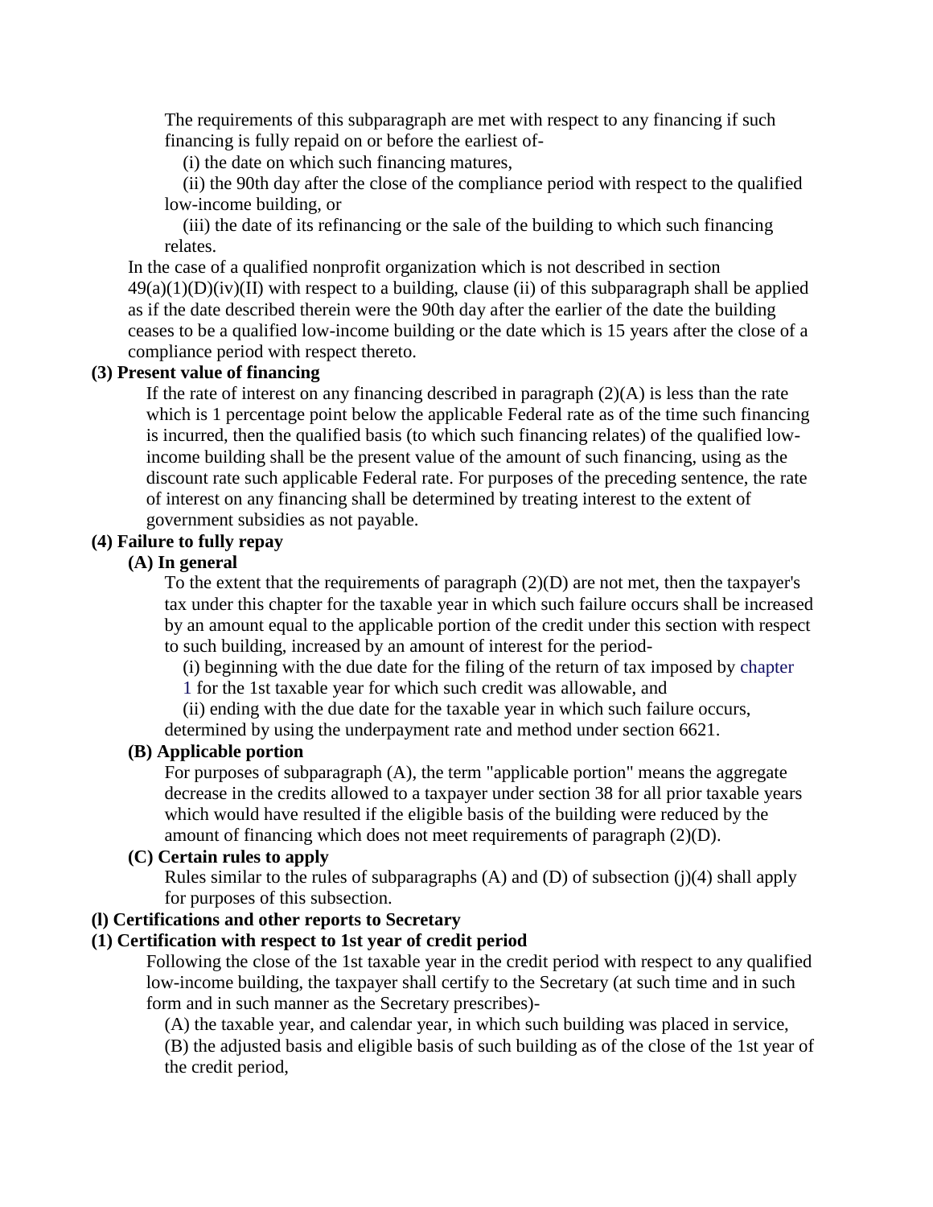The requirements of this subparagraph are met with respect to any financing if such financing is fully repaid on or before the earliest of-

(i) the date on which such financing matures,

(ii) the 90th day after the close of the compliance period with respect to the qualified low-income building, or

(iii) the date of its refinancing or the sale of the building to which such financing relates.

In the case of a qualified nonprofit organization which is not described in section 49(a)(1)(D)(iv)(II) with respect to a building, clause (ii) of this subparagraph shall be applied as if the date described therein were the 90th day after the earlier of the date the building ceases to be a qualified low-income building or the date which is 15 years after the close of a compliance period with respect thereto.

**(3) Present value of financing**

If the rate of interest on any financing described in paragraph (2)(A) is less than the rate which is 1 percentage point below the applicable Federal rate as of the time such financing is incurred, then the qualified basis (to which such financing relates) of the qualified low-income building shall be the present value of the amount of such financing, using as the discount rate such applicable Federal rate. For purposes of the preceding sentence, the rate of interest on any financing shall be determined by treating interest to the extent of government subsidies as not payable.

**(4) Failure to fully repay**

**(A) In general**

To the extent that the requirements of paragraph (2)(D) are not met, then the taxpayer's tax under this chapter for the taxable year in which such failure occurs shall be increased by an amount equal to the applicable portion of the credit under this section with respect to such building, increased by an amount of interest for the period-

(i) beginning with the due date for the filing of the return of tax imposed by chapter 1 for the 1st taxable year for which such credit was allowable, and

(ii) ending with the due date for the taxable year in which such failure occurs,

determined by using the underpayment rate and method under section 6621.

**(B) Applicable portion**

For purposes of subparagraph (A), the term "applicable portion" means the aggregate decrease in the credits allowed to a taxpayer under section 38 for all prior taxable years which would have resulted if the eligible basis of the building were reduced by the amount of financing which does not meet requirements of paragraph (2)(D).

**(C) Certain rules to apply**

Rules similar to the rules of subparagraphs (A) and (D) of subsection (j)(4) shall apply for purposes of this subsection.

**(l) Certifications and other reports to Secretary**

**(1) Certification with respect to 1st year of credit period**

Following the close of the 1st taxable year in the credit period with respect to any qualified low-income building, the taxpayer shall certify to the Secretary (at such time and in such form and in such manner as the Secretary prescribes)-

(A) the taxable year, and calendar year, in which such building was placed in service,

(B) the adjusted basis and eligible basis of such building as of the close of the 1st year of the credit period,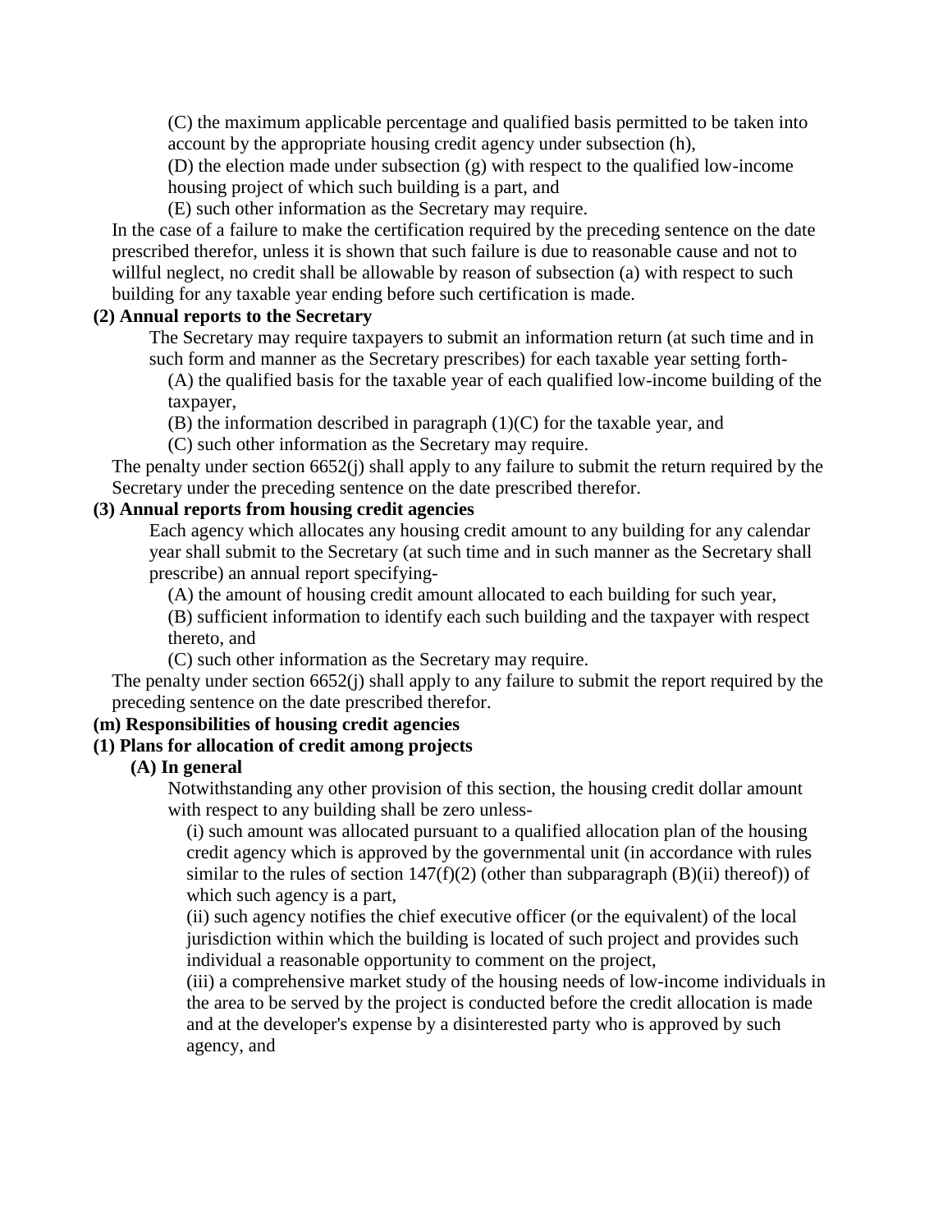(C) the maximum applicable percentage and qualified basis permitted to be taken into account by the appropriate housing credit agency under subsection (h),

(D) the election made under subsection (g) with respect to the qualified low-income housing project of which such building is a part, and

(E) such other information as the Secretary may require.

In the case of a failure to make the certification required by the preceding sentence on the date prescribed therefor, unless it is shown that such failure is due to reasonable cause and not to willful neglect, no credit shall be allowable by reason of subsection (a) with respect to such building for any taxable year ending before such certification is made.

**(2) Annual reports to the Secretary**

The Secretary may require taxpayers to submit an information return (at such time and in such form and manner as the Secretary prescribes) for each taxable year setting forth-

(A) the qualified basis for the taxable year of each qualified low-income building of the taxpayer,

(B) the information described in paragraph (1)(C) for the taxable year, and

(C) such other information as the Secretary may require.

The penalty under section 6652(j) shall apply to any failure to submit the return required by the Secretary under the preceding sentence on the date prescribed therefor.

**(3) Annual reports from housing credit agencies**

Each agency which allocates any housing credit amount to any building for any calendar year shall submit to the Secretary (at such time and in such manner as the Secretary shall prescribe) an annual report specifying-

(A) the amount of housing credit amount allocated to each building for such year,

(B) sufficient information to identify each such building and the taxpayer with respect thereto, and

(C) such other information as the Secretary may require.

The penalty under section 6652(j) shall apply to any failure to submit the report required by the preceding sentence on the date prescribed therefor.

**(m) Responsibilities of housing credit agencies**

**(1) Plans for allocation of credit among projects**

**(A) In general**

Notwithstanding any other provision of this section, the housing credit dollar amount with respect to any building shall be zero unless-

(i) such amount was allocated pursuant to a qualified allocation plan of the housing credit agency which is approved by the governmental unit (in accordance with rules similar to the rules of section 147(f)(2) (other than subparagraph (B)(ii) thereof)) of which such agency is a part,

(ii) such agency notifies the chief executive officer (or the equivalent) of the local jurisdiction within which the building is located of such project and provides such individual a reasonable opportunity to comment on the project,

(iii) a comprehensive market study of the housing needs of low-income individuals in the area to be served by the project is conducted before the credit allocation is made and at the developer's expense by a disinterested party who is approved by such agency, and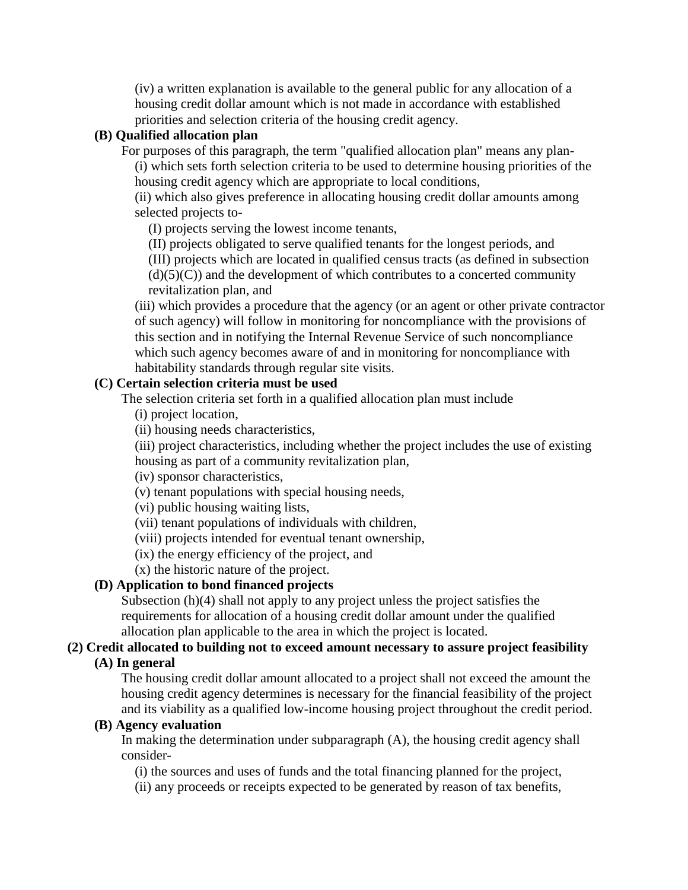(iv) a written explanation is available to the general public for any allocation of a housing credit dollar amount which is not made in accordance with established priorities and selection criteria of the housing credit agency.

**(B) Qualified allocation plan**

For purposes of this paragraph, the term "qualified allocation plan" means any plan-

(i) which sets forth selection criteria to be used to determine housing priorities of the housing credit agency which are appropriate to local conditions,

(ii) which also gives preference in allocating housing credit dollar amounts among selected projects to-

(I) projects serving the lowest income tenants,

(II) projects obligated to serve qualified tenants for the longest periods, and

(III) projects which are located in qualified census tracts (as defined in subsection (d)(5)(C)) and the development of which contributes to a concerted community revitalization plan, and

(iii) which provides a procedure that the agency (or an agent or other private contractor of such agency) will follow in monitoring for noncompliance with the provisions of this section and in notifying the Internal Revenue Service of such noncompliance which such agency becomes aware of and in monitoring for noncompliance with habitability standards through regular site visits.

**(C) Certain selection criteria must be used**

The selection criteria set forth in a qualified allocation plan must include

(i) project location,

(ii) housing needs characteristics,

(iii) project characteristics, including whether the project includes the use of existing housing as part of a community revitalization plan,

(iv) sponsor characteristics,

(v) tenant populations with special housing needs,

(vi) public housing waiting lists,

(vii) tenant populations of individuals with children,

(viii) projects intended for eventual tenant ownership,

(ix) the energy efficiency of the project, and

(x) the historic nature of the project.

**(D) Application to bond financed projects**

Subsection (h)(4) shall not apply to any project unless the project satisfies the requirements for allocation of a housing credit dollar amount under the qualified allocation plan applicable to the area in which the project is located.

**(2) Credit allocated to building not to exceed amount necessary to assure project feasibility**

**(A) In general**

The housing credit dollar amount allocated to a project shall not exceed the amount the housing credit agency determines is necessary for the financial feasibility of the project and its viability as a qualified low-income housing project throughout the credit period.

**(B) Agency evaluation**

In making the determination under subparagraph (A), the housing credit agency shall consider-

(i) the sources and uses of funds and the total financing planned for the project,

(ii) any proceeds or receipts expected to be generated by reason of tax benefits,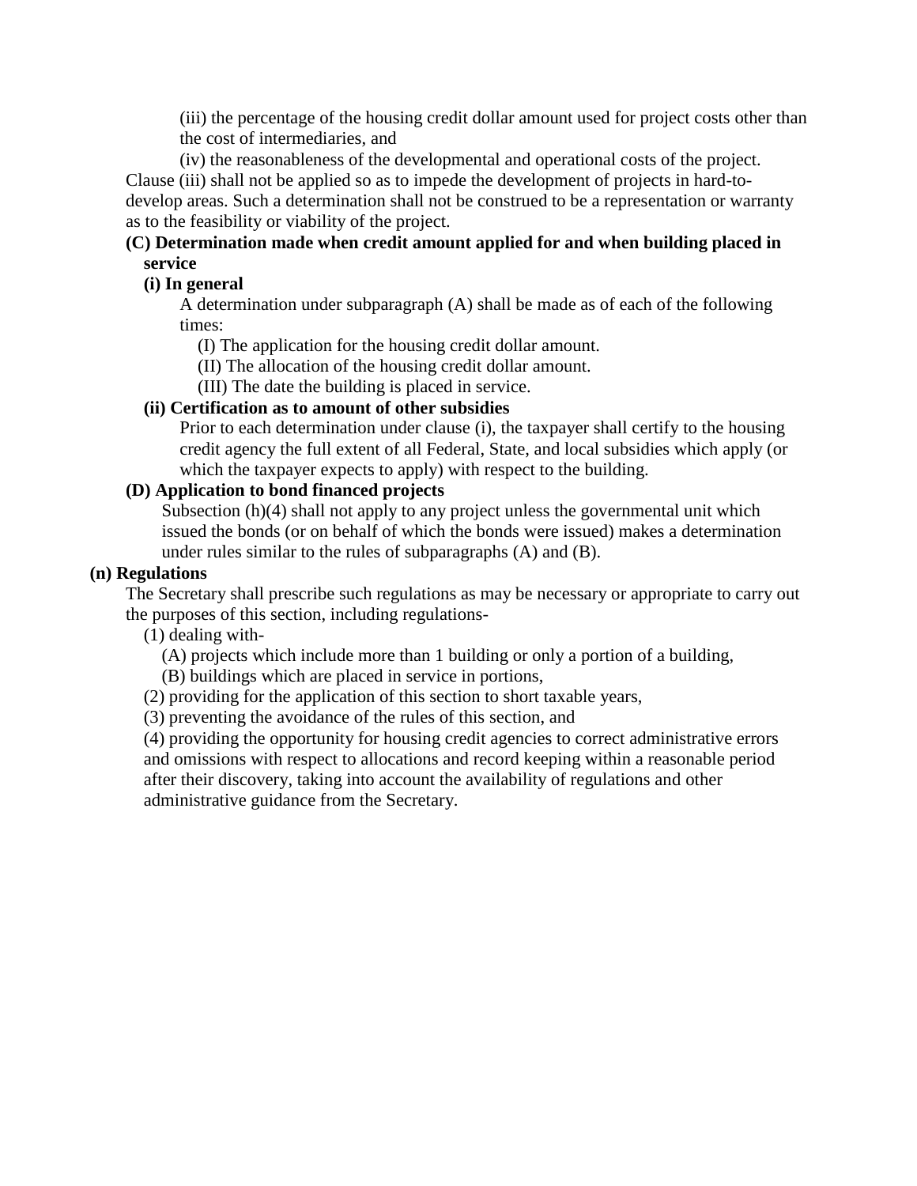(iii) the percentage of the housing credit dollar amount used for project costs other than the cost of intermediaries, and

(iv) the reasonableness of the developmental and operational costs of the project.

Clause (iii) shall not be applied so as to impede the development of projects in hard-to-develop areas. Such a determination shall not be construed to be a representation or warranty as to the feasibility or viability of the project.

**(C) Determination made when credit amount applied for and when building placed in service**

**(i) In general**

A determination under subparagraph (A) shall be made as of each of the following times:

(I) The application for the housing credit dollar amount.

(II) The allocation of the housing credit dollar amount.

(III) The date the building is placed in service.

**(ii) Certification as to amount of other subsidies**

Prior to each determination under clause (i), the taxpayer shall certify to the housing credit agency the full extent of all Federal, State, and local subsidies which apply (or which the taxpayer expects to apply) with respect to the building.

**(D) Application to bond financed projects**

Subsection (h)(4) shall not apply to any project unless the governmental unit which issued the bonds (or on behalf of which the bonds were issued) makes a determination under rules similar to the rules of subparagraphs (A) and (B).

**(n) Regulations**

The Secretary shall prescribe such regulations as may be necessary or appropriate to carry out the purposes of this section, including regulations-

(1) dealing with-

(A) projects which include more than 1 building or only a portion of a building,

(B) buildings which are placed in service in portions,

(2) providing for the application of this section to short taxable years,

(3) preventing the avoidance of the rules of this section, and

(4) providing the opportunity for housing credit agencies to correct administrative errors and omissions with respect to allocations and record keeping within a reasonable period after their discovery, taking into account the availability of regulations and other administrative guidance from the Secretary.